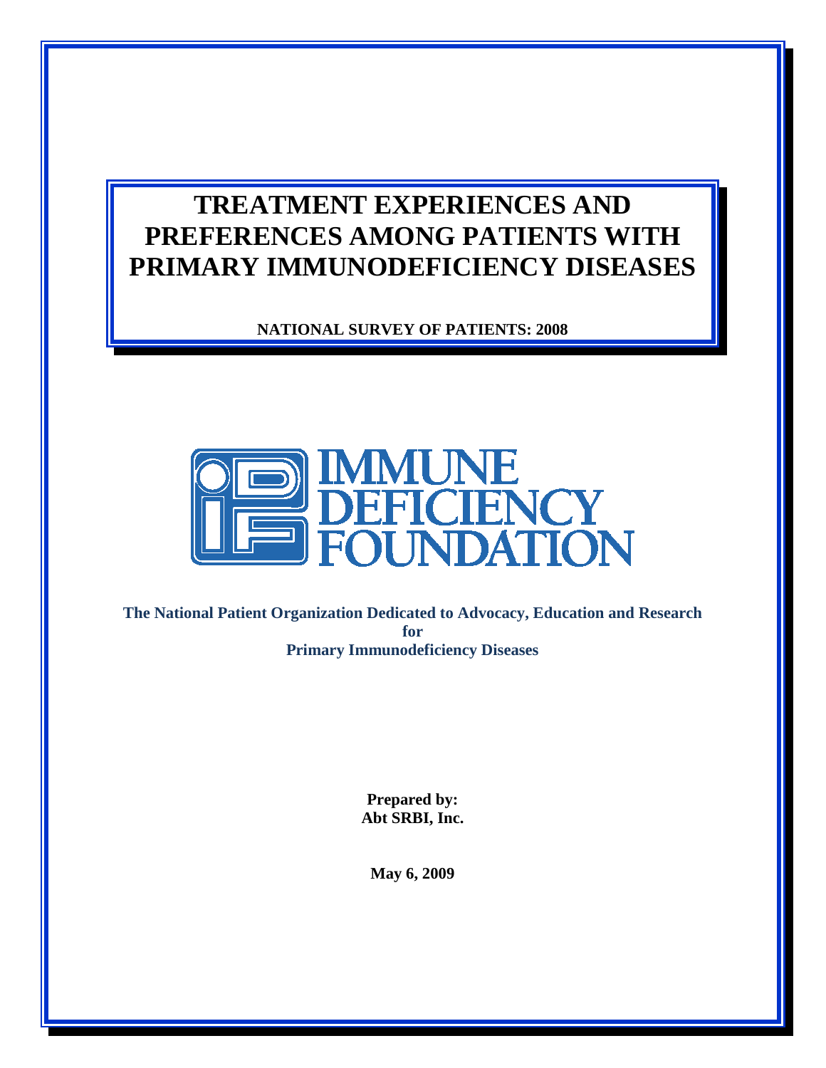# TREATMENT EXPERIENCES AND PREFERENCES AMONG PATIENTS WITH PRIMARY IMMUNODEFICIENCY DISEASES

**NATIONAL SURVEY OF PATIENTS: 2008**

IMMUNE DEFICIENCY FOUNDATION

**The National Patient Organization Dedicated to Advocacy, Education and Research for Primary Immunodeficiency Diseases**

**Prepared by:**
**Abt SRBI, Inc.**

**May 6, 2009**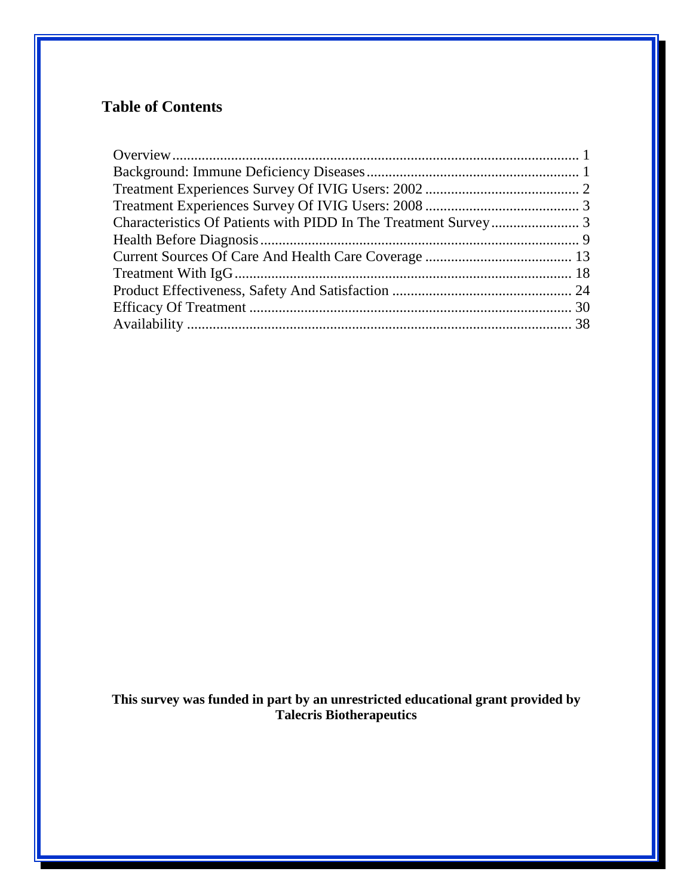## Table of Contents

| Section | Page |
|---|---|
| Overview | 1 |
| Background: Immune Deficiency Diseases | 1 |
| Treatment Experiences Survey Of IVIG Users: 2002 | 2 |
| Treatment Experiences Survey Of IVIG Users: 2008 | 3 |
| Characteristics Of Patients with PIDD In The Treatment Survey | 3 |
| Health Before Diagnosis | 9 |
| Current Sources Of Care And Health Care Coverage | 13 |
| Treatment With IgG | 18 |
| Product Effectiveness, Safety And Satisfaction | 24 |
| Efficacy Of Treatment | 30 |
| Availability | 38 |

**This survey was funded in part by an unrestricted educational grant provided by Talecris Biotherapeutics**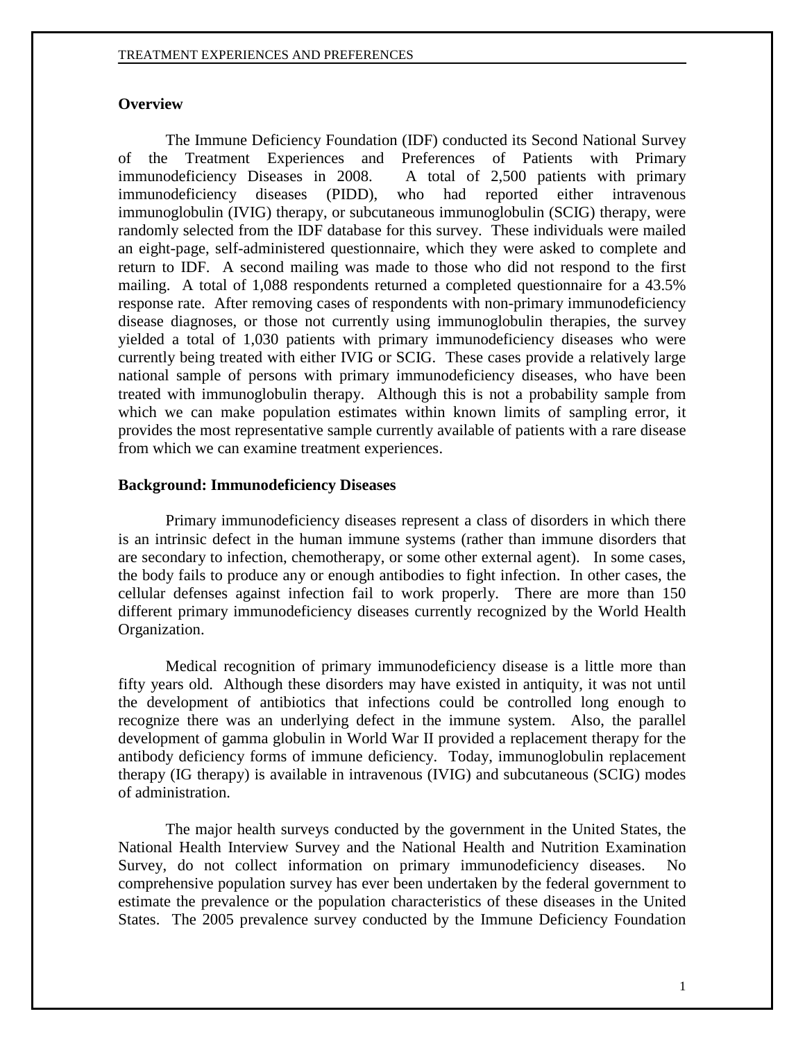## Overview

The Immune Deficiency Foundation (IDF) conducted its Second National Survey of the Treatment Experiences and Preferences of Patients with Primary immunodeficiency Diseases in 2008. A total of 2,500 patients with primary immunodeficiency diseases (PIDD), who had reported either intravenous immunoglobulin (IVIG) therapy, or subcutaneous immunoglobulin (SCIG) therapy, were randomly selected from the IDF database for this survey. These individuals were mailed an eight-page, self-administered questionnaire, which they were asked to complete and return to IDF. A second mailing was made to those who did not respond to the first mailing. A total of 1,088 respondents returned a completed questionnaire for a 43.5% response rate. After removing cases of respondents with non-primary immunodeficiency disease diagnoses, or those not currently using immunoglobulin therapies, the survey yielded a total of 1,030 patients with primary immunodeficiency diseases who were currently being treated with either IVIG or SCIG. These cases provide a relatively large national sample of persons with primary immunodeficiency diseases, who have been treated with immunoglobulin therapy. Although this is not a probability sample from which we can make population estimates within known limits of sampling error, it provides the most representative sample currently available of patients with a rare disease from which we can examine treatment experiences.

## Background: Immunodeficiency Diseases

Primary immunodeficiency diseases represent a class of disorders in which there is an intrinsic defect in the human immune systems (rather than immune disorders that are secondary to infection, chemotherapy, or some other external agent). In some cases, the body fails to produce any or enough antibodies to fight infection. In other cases, the cellular defenses against infection fail to work properly. There are more than 150 different primary immunodeficiency diseases currently recognized by the World Health Organization.

Medical recognition of primary immunodeficiency disease is a little more than fifty years old. Although these disorders may have existed in antiquity, it was not until the development of antibiotics that infections could be controlled long enough to recognize there was an underlying defect in the immune system. Also, the parallel development of gamma globulin in World War II provided a replacement therapy for the antibody deficiency forms of immune deficiency. Today, immunoglobulin replacement therapy (IG therapy) is available in intravenous (IVIG) and subcutaneous (SCIG) modes of administration.

The major health surveys conducted by the government in the United States, the National Health Interview Survey and the National Health and Nutrition Examination Survey, do not collect information on primary immunodeficiency diseases. No comprehensive population survey has ever been undertaken by the federal government to estimate the prevalence or the population characteristics of these diseases in the United States. The 2005 prevalence survey conducted by the Immune Deficiency Foundation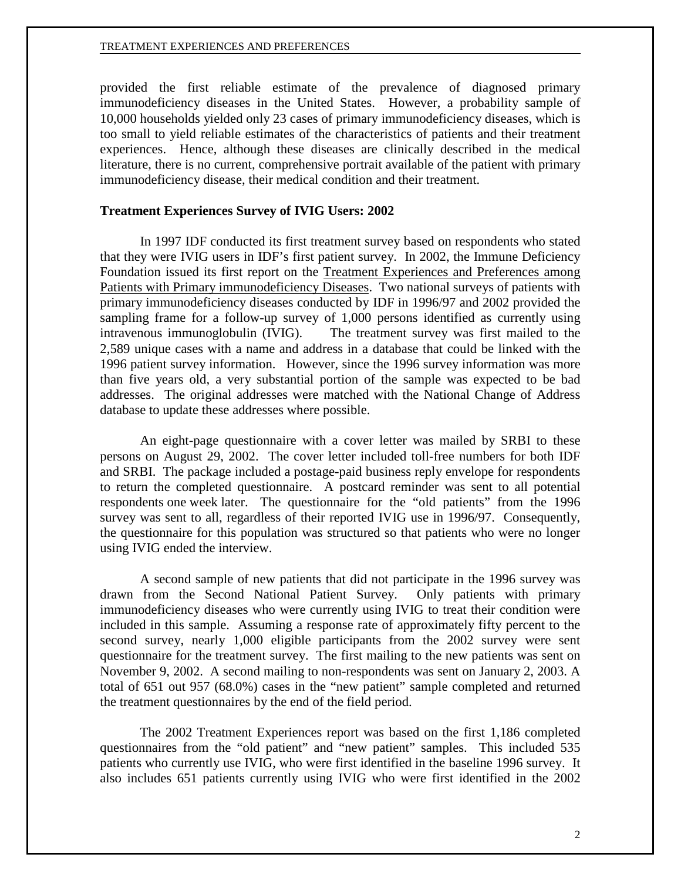provided the first reliable estimate of the prevalence of diagnosed primary immunodeficiency diseases in the United States. However, a probability sample of 10,000 households yielded only 23 cases of primary immunodeficiency diseases, which is too small to yield reliable estimates of the characteristics of patients and their treatment experiences. Hence, although these diseases are clinically described in the medical literature, there is no current, comprehensive portrait available of the patient with primary immunodeficiency disease, their medical condition and their treatment.

**Treatment Experiences Survey of IVIG Users: 2002**

In 1997 IDF conducted its first treatment survey based on respondents who stated that they were IVIG users in IDF's first patient survey. In 2002, the Immune Deficiency Foundation issued its first report on the Treatment Experiences and Preferences among Patients with Primary immunodeficiency Diseases. Two national surveys of patients with primary immunodeficiency diseases conducted by IDF in 1996/97 and 2002 provided the sampling frame for a follow-up survey of 1,000 persons identified as currently using intravenous immunoglobulin (IVIG). The treatment survey was first mailed to the 2,589 unique cases with a name and address in a database that could be linked with the 1996 patient survey information. However, since the 1996 survey information was more than five years old, a very substantial portion of the sample was expected to be bad addresses. The original addresses were matched with the National Change of Address database to update these addresses where possible.

An eight-page questionnaire with a cover letter was mailed by SRBI to these persons on August 29, 2002. The cover letter included toll-free numbers for both IDF and SRBI. The package included a postage-paid business reply envelope for respondents to return the completed questionnaire. A postcard reminder was sent to all potential respondents one week later. The questionnaire for the "old patients" from the 1996 survey was sent to all, regardless of their reported IVIG use in 1996/97. Consequently, the questionnaire for this population was structured so that patients who were no longer using IVIG ended the interview.

A second sample of new patients that did not participate in the 1996 survey was drawn from the Second National Patient Survey. Only patients with primary immunodeficiency diseases who were currently using IVIG to treat their condition were included in this sample. Assuming a response rate of approximately fifty percent to the second survey, nearly 1,000 eligible participants from the 2002 survey were sent questionnaire for the treatment survey. The first mailing to the new patients was sent on November 9, 2002. A second mailing to non-respondents was sent on January 2, 2003. A total of 651 out 957 (68.0%) cases in the "new patient" sample completed and returned the treatment questionnaires by the end of the field period.

The 2002 Treatment Experiences report was based on the first 1,186 completed questionnaires from the "old patient" and "new patient" samples. This included 535 patients who currently use IVIG, who were first identified in the baseline 1996 survey. It also includes 651 patients currently using IVIG who were first identified in the 2002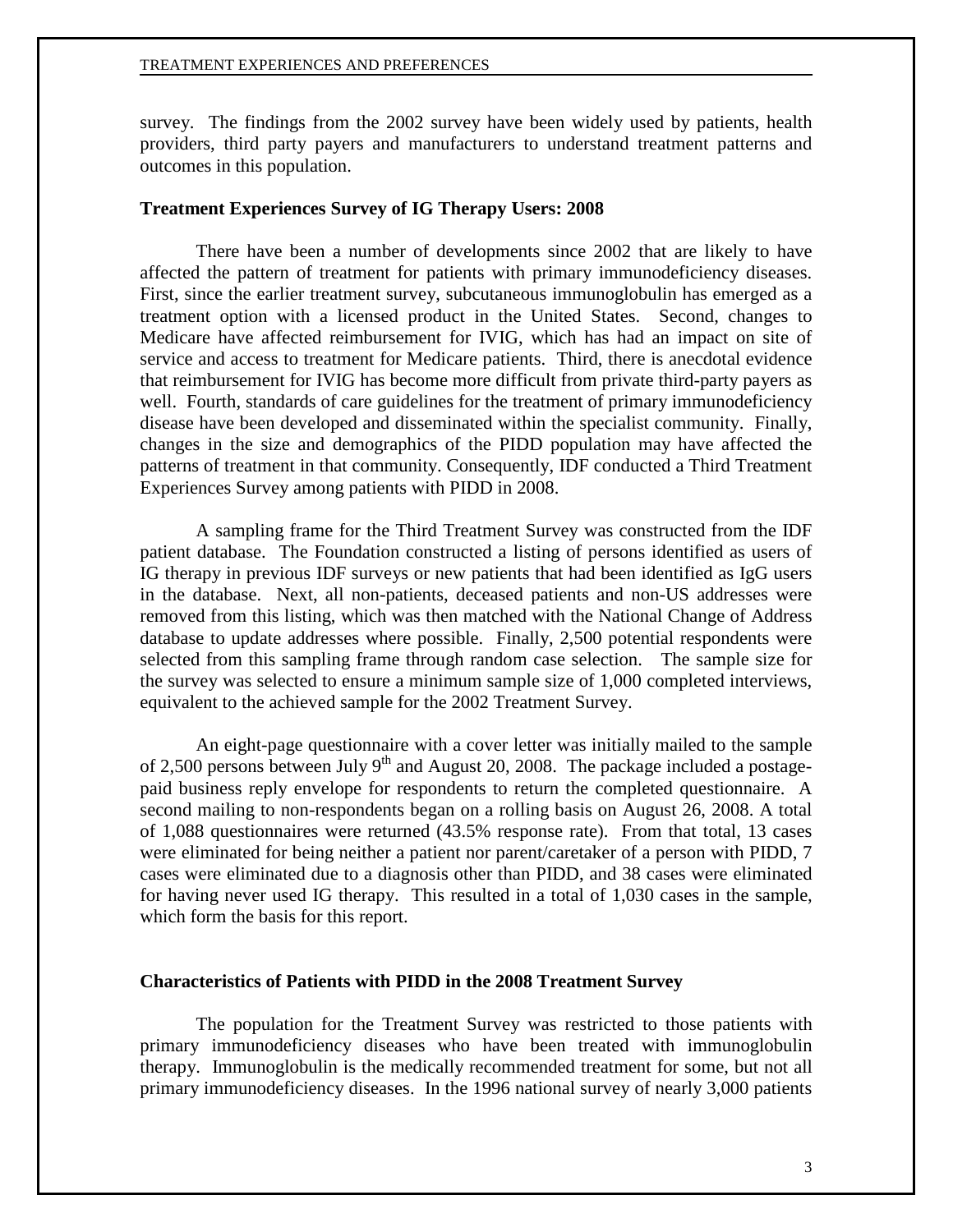survey. The findings from the 2002 survey have been widely used by patients, health providers, third party payers and manufacturers to understand treatment patterns and outcomes in this population.

### Treatment Experiences Survey of IG Therapy Users: 2008

There have been a number of developments since 2002 that are likely to have affected the pattern of treatment for patients with primary immunodeficiency diseases. First, since the earlier treatment survey, subcutaneous immunoglobulin has emerged as a treatment option with a licensed product in the United States. Second, changes to Medicare have affected reimbursement for IVIG, which has had an impact on site of service and access to treatment for Medicare patients. Third, there is anecdotal evidence that reimbursement for IVIG has become more difficult from private third-party payers as well. Fourth, standards of care guidelines for the treatment of primary immunodeficiency disease have been developed and disseminated within the specialist community. Finally, changes in the size and demographics of the PIDD population may have affected the patterns of treatment in that community. Consequently, IDF conducted a Third Treatment Experiences Survey among patients with PIDD in 2008.

A sampling frame for the Third Treatment Survey was constructed from the IDF patient database. The Foundation constructed a listing of persons identified as users of IG therapy in previous IDF surveys or new patients that had been identified as IgG users in the database. Next, all non-patients, deceased patients and non-US addresses were removed from this listing, which was then matched with the National Change of Address database to update addresses where possible. Finally, 2,500 potential respondents were selected from this sampling frame through random case selection. The sample size for the survey was selected to ensure a minimum sample size of 1,000 completed interviews, equivalent to the achieved sample for the 2002 Treatment Survey.

An eight-page questionnaire with a cover letter was initially mailed to the sample of 2,500 persons between July 9th and August 20, 2008. The package included a postage-paid business reply envelope for respondents to return the completed questionnaire. A second mailing to non-respondents began on a rolling basis on August 26, 2008. A total of 1,088 questionnaires were returned (43.5% response rate). From that total, 13 cases were eliminated for being neither a patient nor parent/caretaker of a person with PIDD, 7 cases were eliminated due to a diagnosis other than PIDD, and 38 cases were eliminated for having never used IG therapy. This resulted in a total of 1,030 cases in the sample, which form the basis for this report.

### Characteristics of Patients with PIDD in the 2008 Treatment Survey

The population for the Treatment Survey was restricted to those patients with primary immunodeficiency diseases who have been treated with immunoglobulin therapy. Immunoglobulin is the medically recommended treatment for some, but not all primary immunodeficiency diseases. In the 1996 national survey of nearly 3,000 patients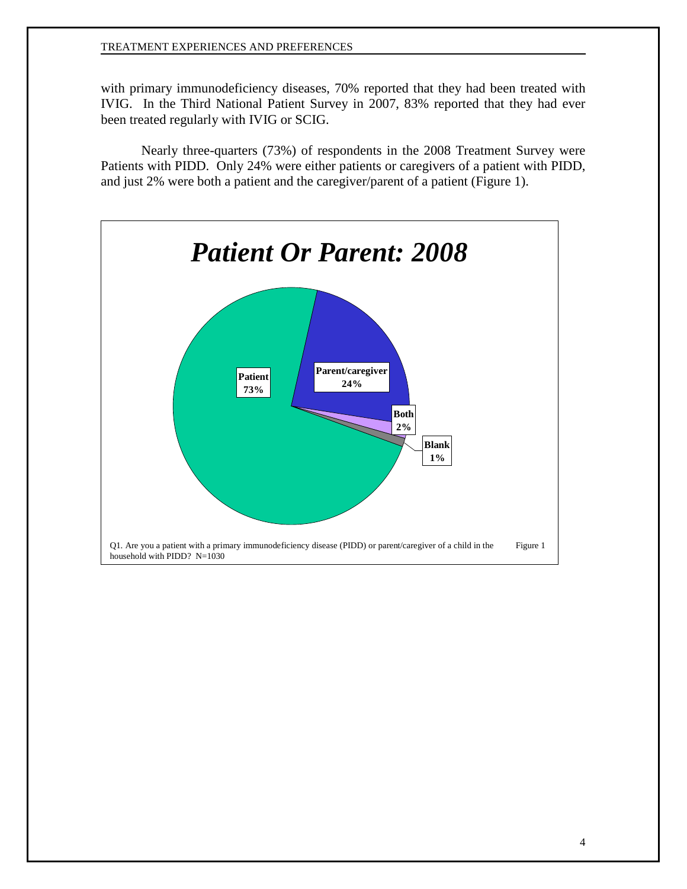with primary immunodeficiency diseases, 70% reported that they had been treated with IVIG. In the Third National Patient Survey in 2007, 83% reported that they had ever been treated regularly with IVIG or SCIG.

Nearly three-quarters (73%) of respondents in the 2008 Treatment Survey were Patients with PIDD. Only 24% were either patients or caregivers of a patient with PIDD, and just 2% were both a patient and the caregiver/parent of a patient (Figure 1).

***Patient Or Parent: 2008***

| Response | Percent |
|---|---|
| Patient | 73% |
| Parent/caregiver | 24% |
| Both | 2% |
| Blank | 1% |

Q1. Are you a patient with a primary immunodeficiency disease (PIDD) or parent/caregiver of a child in the household with PIDD? N=1030

Figure 1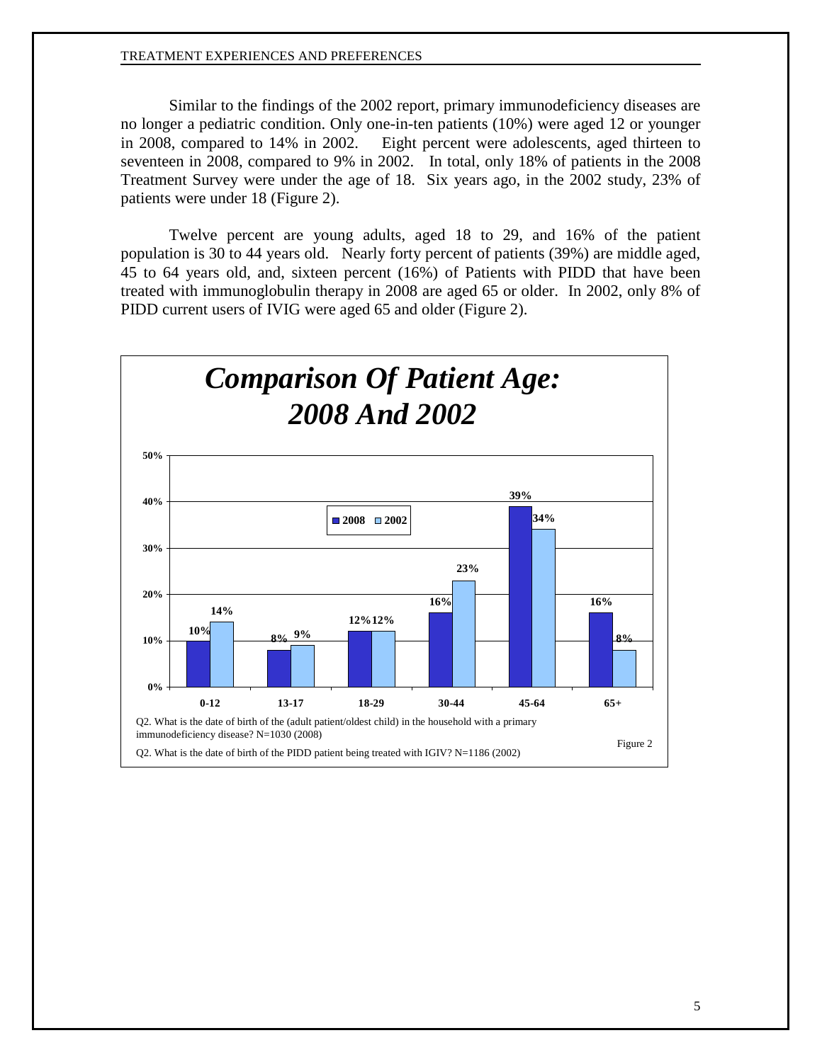Similar to the findings of the 2002 report, primary immunodeficiency diseases are no longer a pediatric condition. Only one-in-ten patients (10%) were aged 12 or younger in 2008, compared to 14% in 2002. Eight percent were adolescents, aged thirteen to seventeen in 2008, compared to 9% in 2002. In total, only 18% of patients in the 2008 Treatment Survey were under the age of 18. Six years ago, in the 2002 study, 23% of patients were under 18 (Figure 2).

Twelve percent are young adults, aged 18 to 29, and 16% of the patient population is 30 to 44 years old. Nearly forty percent of patients (39%) are middle aged, 45 to 64 years old, and, sixteen percent (16%) of Patients with PIDD that have been treated with immunoglobulin therapy in 2008 are aged 65 or older. In 2002, only 8% of PIDD current users of IVIG were aged 65 and older (Figure 2).

## *Comparison Of Patient Age: 2008 And 2002*

| Age | 2008 | 2002 |
|---|---|---|
| 0-12 | 10% | 14% |
| 13-17 | 8% | 9% |
| 18-29 | 12% | 12% |
| 30-44 | 16% | 23% |
| 45-64 | 39% | 34% |
| 65+ | 16% | 8% |

Q2. What is the date of birth of the (adult patient/oldest child) in the household with a primary immunodeficiency disease? N=1030 (2008)

Q2. What is the date of birth of the PIDD patient being treated with IGIV? N=1186 (2002)

Figure 2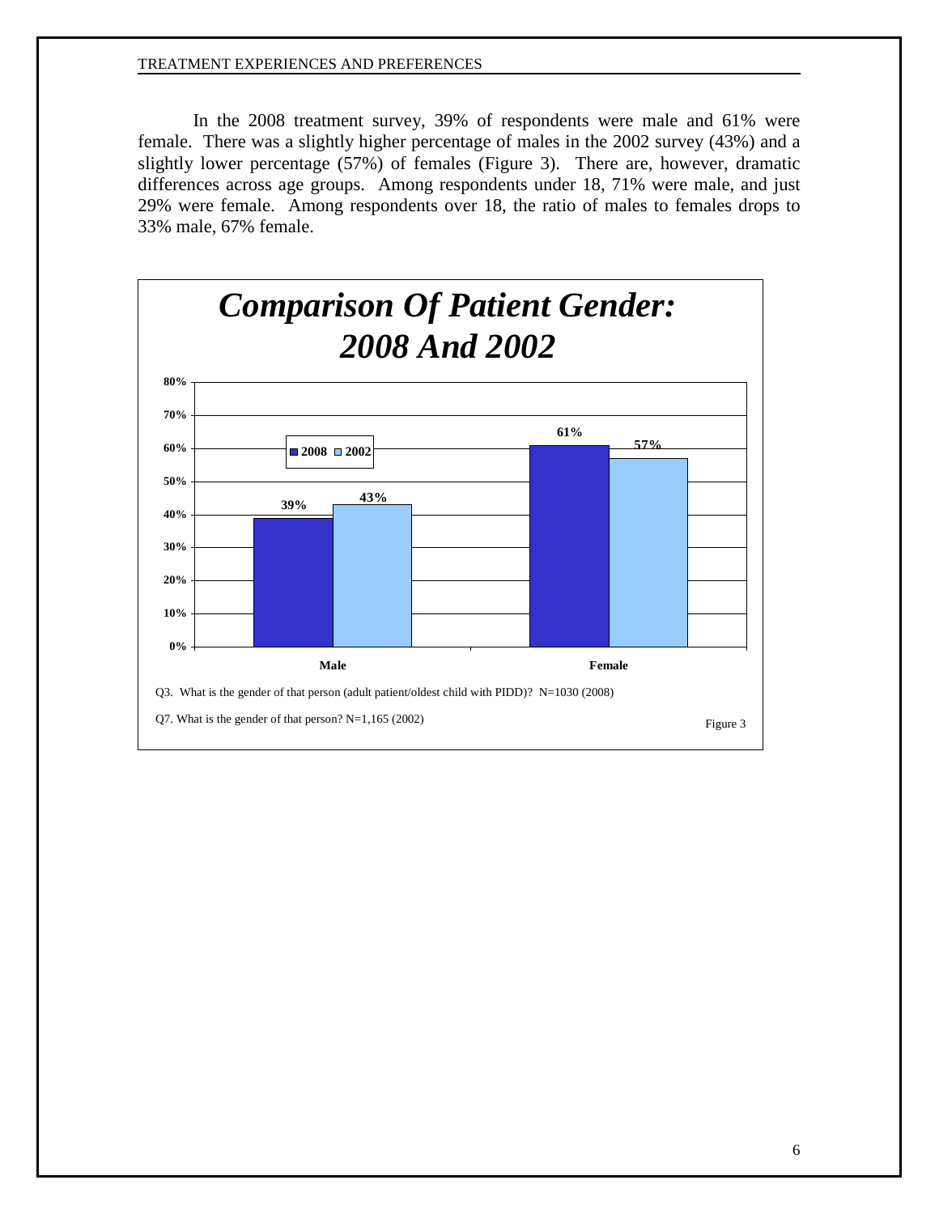In the 2008 treatment survey, 39% of respondents were male and 61% were female. There was a slightly higher percentage of males in the 2002 survey (43%) and a slightly lower percentage (57%) of females (Figure 3). There are, however, dramatic differences across age groups. Among respondents under 18, 71% were male, and just 29% were female. Among respondents over 18, the ratio of males to females drops to 33% male, 67% female.

## *Comparison Of Patient Gender: 2008 And 2002*

| | 2008 | 2002 |
|---|---|---|
| Male | 39% | 43% |
| Female | 61% | 57% |

Q3. What is the gender of that person (adult patient/oldest child with PIDD)? N=1030 (2008)

Q7. What is the gender of that person? N=1,165 (2002)

Figure 3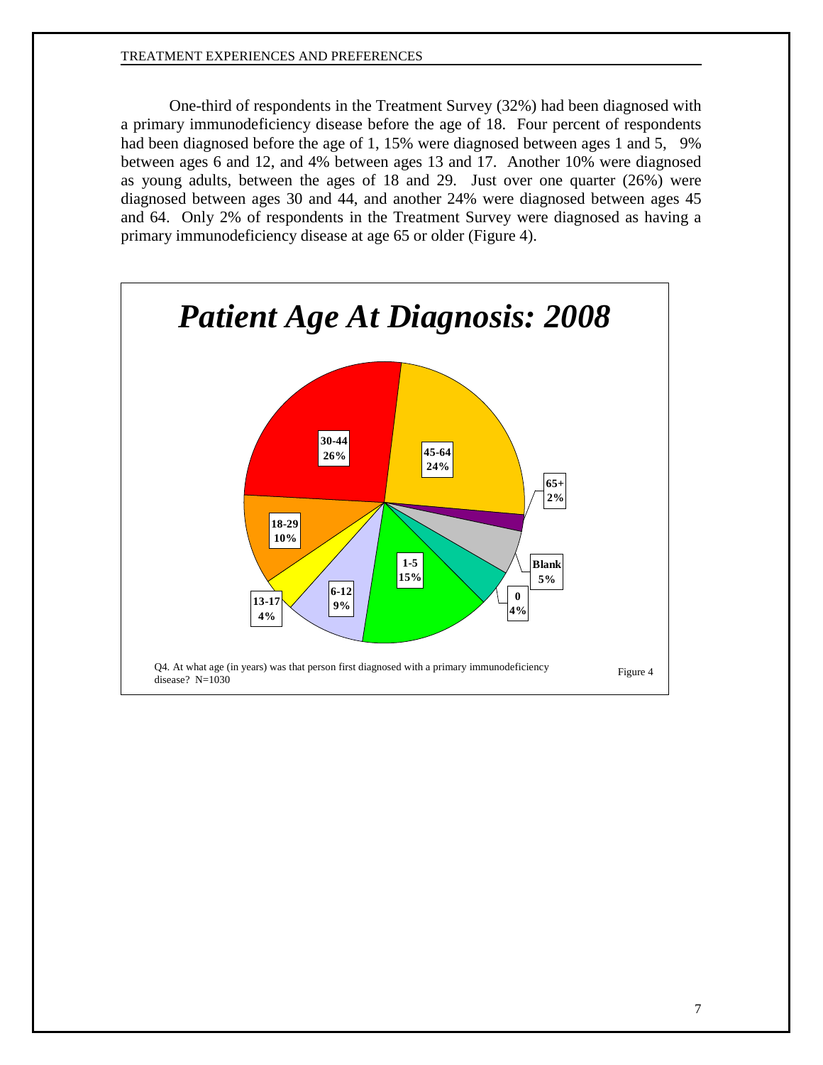One-third of respondents in the Treatment Survey (32%) had been diagnosed with a primary immunodeficiency disease before the age of 18. Four percent of respondents had been diagnosed before the age of 1, 15% were diagnosed between ages 1 and 5, 9% between ages 6 and 12, and 4% between ages 13 and 17. Another 10% were diagnosed as young adults, between the ages of 18 and 29. Just over one quarter (26%) were diagnosed between ages 30 and 44, and another 24% were diagnosed between ages 45 and 64. Only 2% of respondents in the Treatment Survey were diagnosed as having a primary immunodeficiency disease at age 65 or older (Figure 4).

## *Patient Age At Diagnosis: 2008*

| Age at diagnosis | Percent |
|---|---|
| 0 | 4% |
| 1-5 | 15% |
| 6-12 | 9% |
| 13-17 | 4% |
| 18-29 | 10% |
| 30-44 | 26% |
| 45-64 | 24% |
| 65+ | 2% |
| Blank | 5% |

Q4. At what age (in years) was that person first diagnosed with a primary immunodeficiency disease? N=1030

Figure 4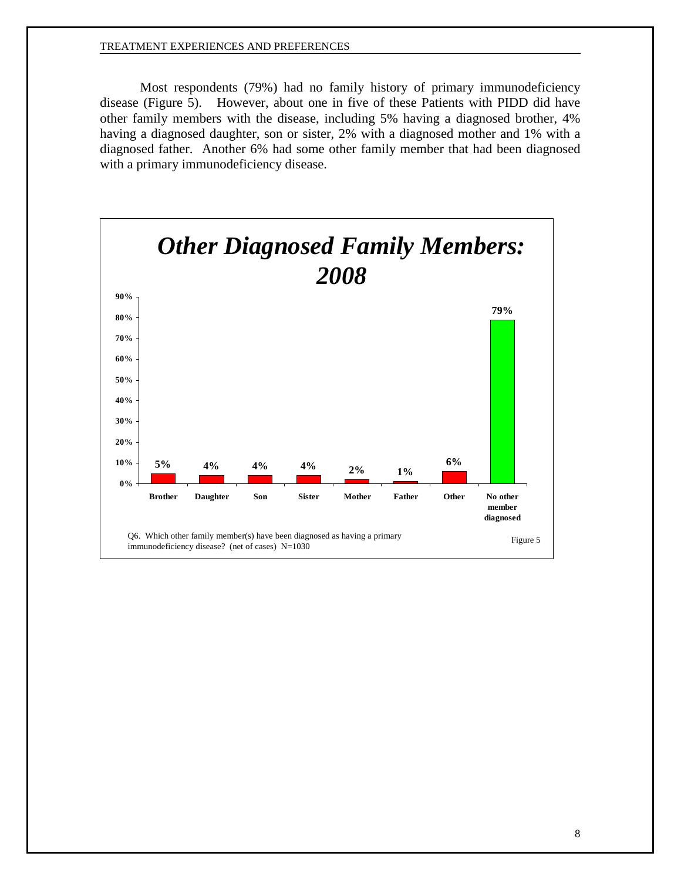Most respondents (79%) had no family history of primary immunodeficiency disease (Figure 5). However, about one in five of these Patients with PIDD did have other family members with the disease, including 5% having a diagnosed brother, 4% having a diagnosed daughter, son or sister, 2% with a diagnosed mother and 1% with a diagnosed father. Another 6% had some other family member that had been diagnosed with a primary immunodeficiency disease.

***Other Diagnosed Family Members: 2008***

| Brother | Daughter | Son | Sister | Mother | Father | Other | No other member diagnosed |
|---|---|---|---|---|---|---|---|
| 5% | 4% | 4% | 4% | 2% | 1% | 6% | 79% |

Q6. Which other family member(s) have been diagnosed as having a primary immunodeficiency disease? (net of cases) N=1030

Figure 5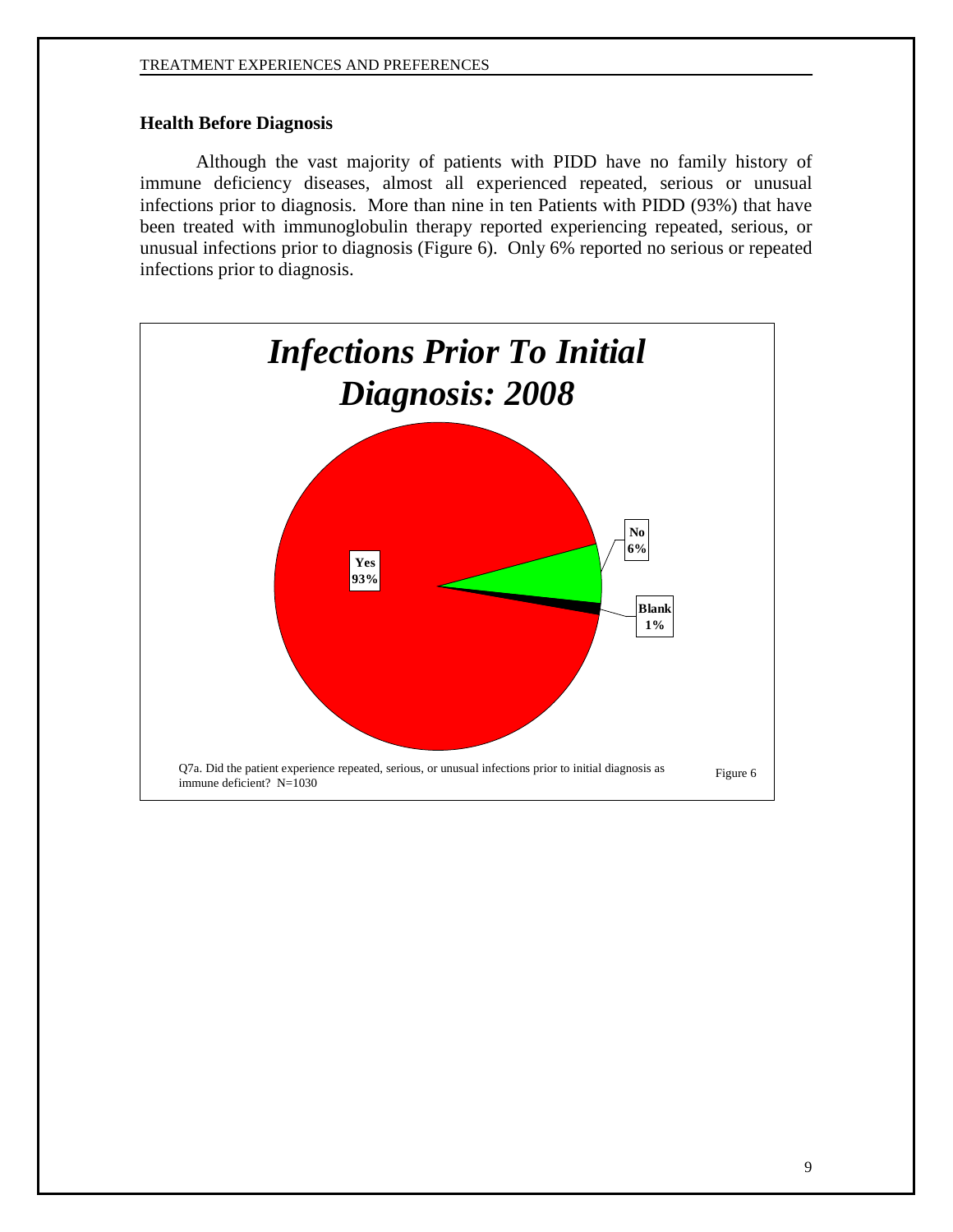## Health Before Diagnosis

Although the vast majority of patients with PIDD have no family history of immune deficiency diseases, almost all experienced repeated, serious or unusual infections prior to diagnosis. More than nine in ten Patients with PIDD (93%) that have been treated with immunoglobulin therapy reported experiencing repeated, serious, or unusual infections prior to diagnosis (Figure 6). Only 6% reported no serious or repeated infections prior to diagnosis.

***Infections Prior To Initial Diagnosis: 2008***

| Response | Percent |
|---|---|
| Yes | 93% |
| No | 6% |
| Blank | 1% |

Q7a. Did the patient experience repeated, serious, or unusual infections prior to initial diagnosis as immune deficient? N=1030

Figure 6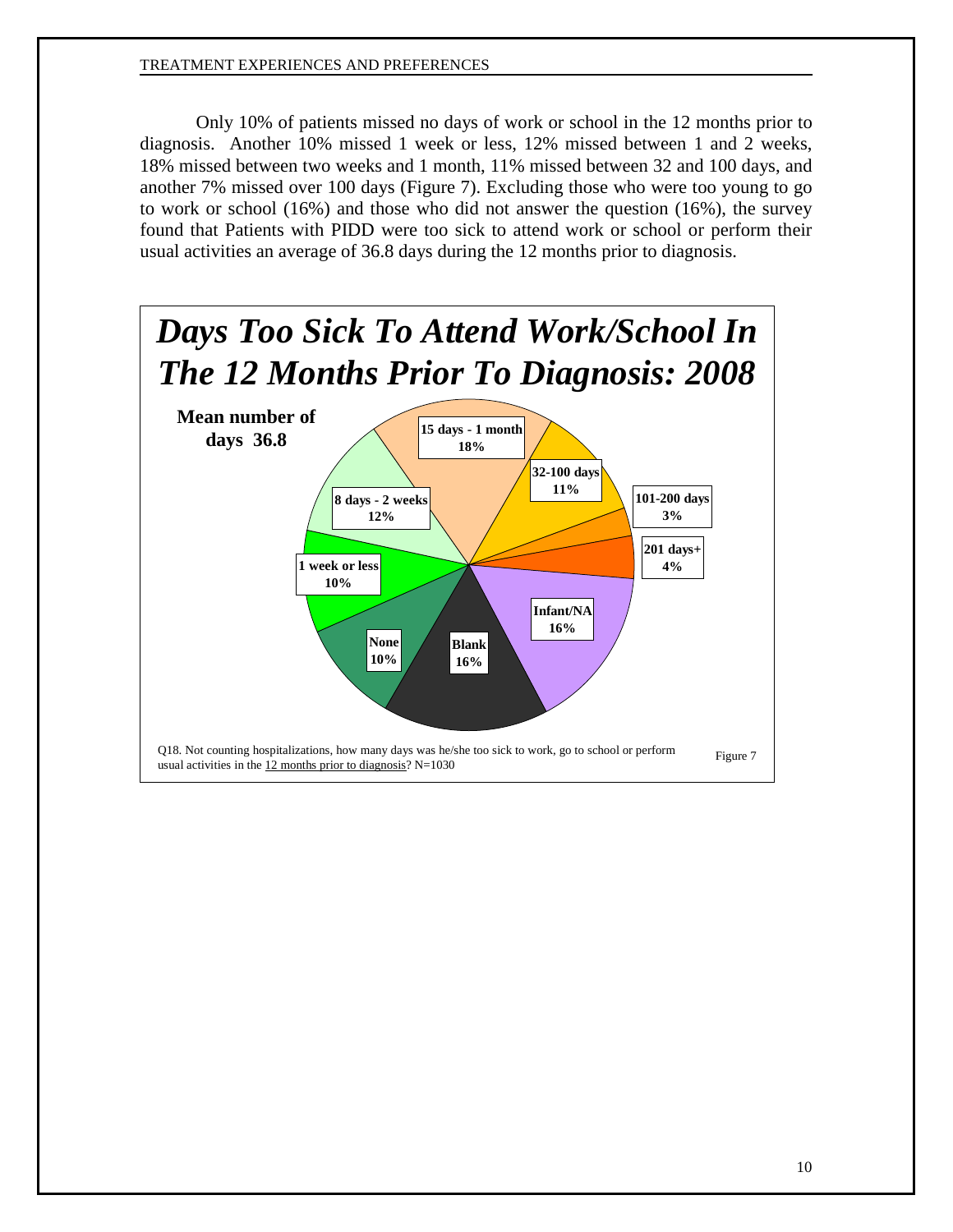Only 10% of patients missed no days of work or school in the 12 months prior to diagnosis. Another 10% missed 1 week or less, 12% missed between 1 and 2 weeks, 18% missed between two weeks and 1 month, 11% missed between 32 and 100 days, and another 7% missed over 100 days (Figure 7). Excluding those who were too young to go to work or school (16%) and those who did not answer the question (16%), the survey found that Patients with PIDD were too sick to attend work or school or perform their usual activities an average of 36.8 days during the 12 months prior to diagnosis.

## *Days Too Sick To Attend Work/School In The 12 Months Prior To Diagnosis: 2008*

**Mean number of days 36.8**

| Category | Percent |
|---|---|
| None | 10% |
| 1 week or less | 10% |
| 8 days - 2 weeks | 12% |
| 15 days - 1 month | 18% |
| 32-100 days | 11% |
| 101-200 days | 3% |
| 201 days+ | 4% |
| Infant/NA | 16% |
| Blank | 16% |

Q18. Not counting hospitalizations, how many days was he/she too sick to work, go to school or perform usual activities in the 12 months prior to diagnosis? N=1030

Figure 7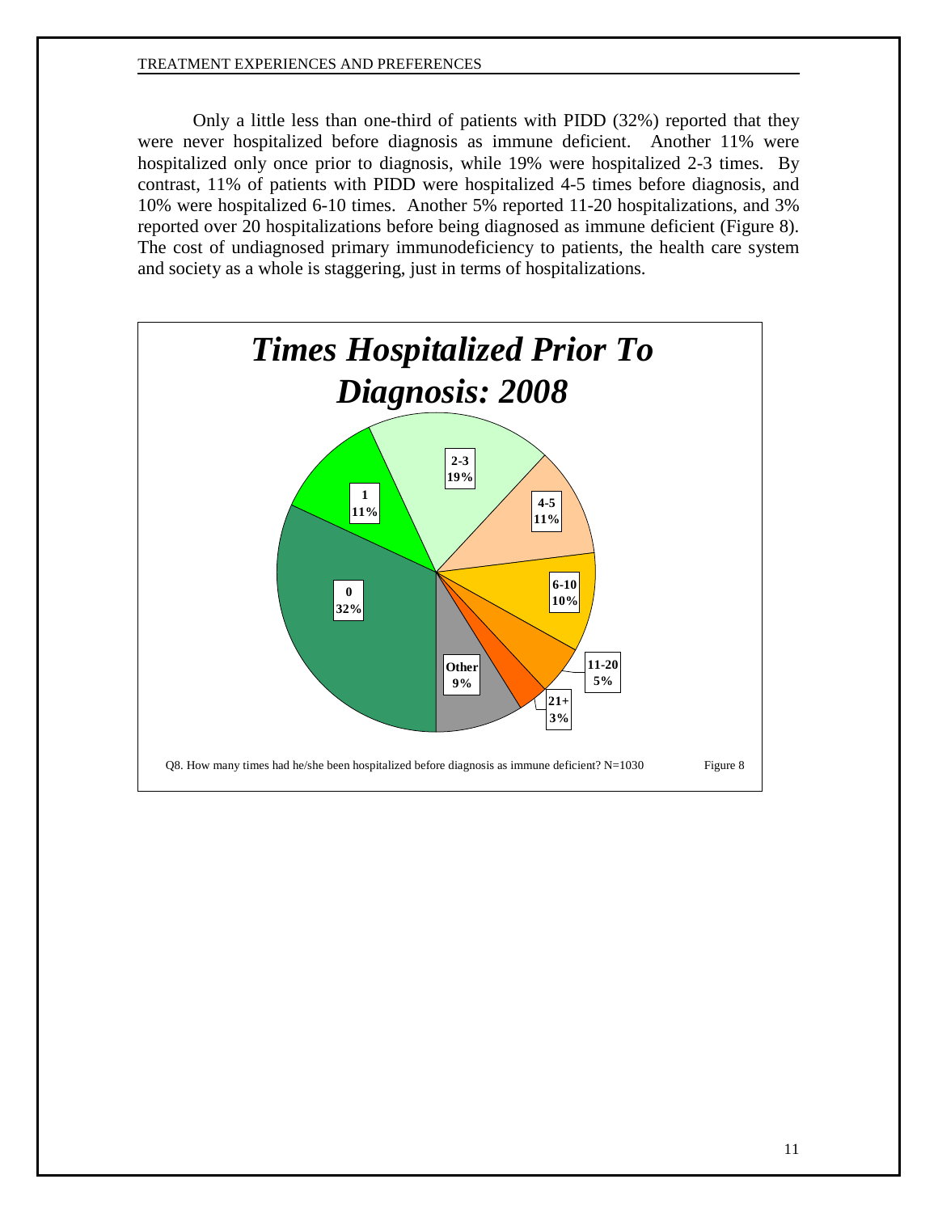Only a little less than one-third of patients with PIDD (32%) reported that they were never hospitalized before diagnosis as immune deficient. Another 11% were hospitalized only once prior to diagnosis, while 19% were hospitalized 2-3 times. By contrast, 11% of patients with PIDD were hospitalized 4-5 times before diagnosis, and 10% were hospitalized 6-10 times. Another 5% reported 11-20 hospitalizations, and 3% reported over 20 hospitalizations before being diagnosed as immune deficient (Figure 8). The cost of undiagnosed primary immunodeficiency to patients, the health care system and society as a whole is staggering, just in terms of hospitalizations.

***Times Hospitalized Prior To Diagnosis: 2008***

| Times Hospitalized | Percent |
|---|---|
| 0 | 32% |
| 1 | 11% |
| 2-3 | 19% |
| 4-5 | 11% |
| 6-10 | 10% |
| 11-20 | 5% |
| 21+ | 3% |
| Other | 9% |

Q8. How many times had he/she been hospitalized before diagnosis as immune deficient? N=1030

Figure 8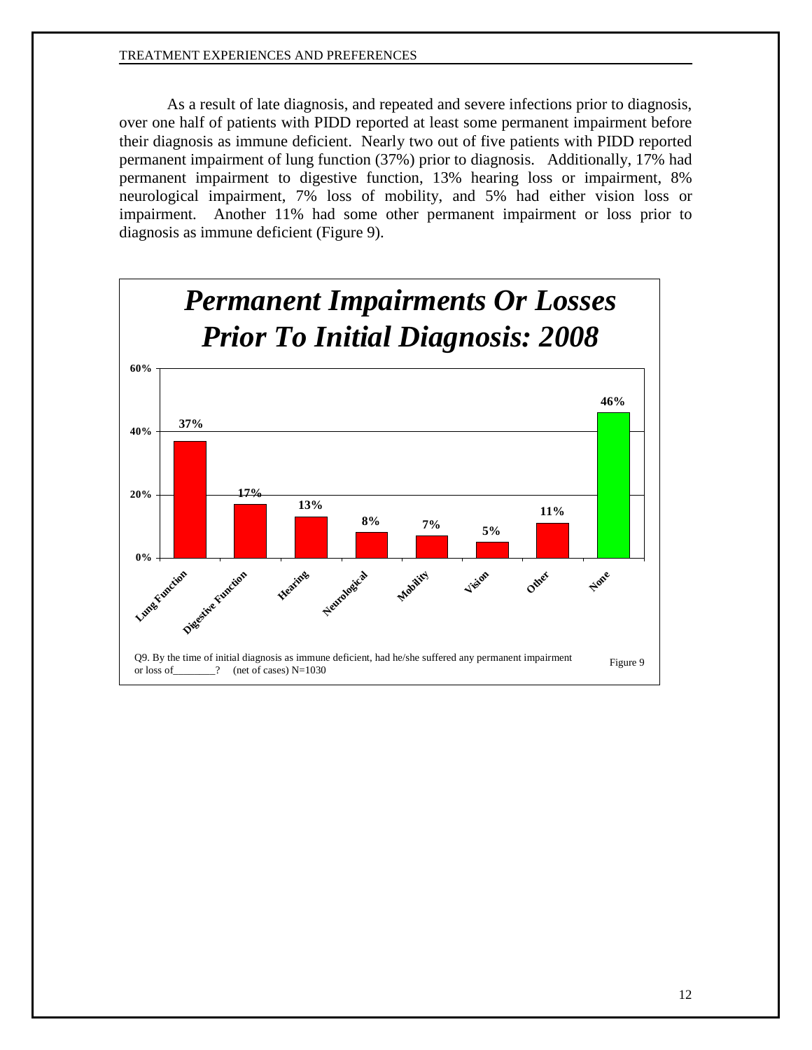As a result of late diagnosis, and repeated and severe infections prior to diagnosis, over one half of patients with PIDD reported at least some permanent impairment before their diagnosis as immune deficient. Nearly two out of five patients with PIDD reported permanent impairment of lung function (37%) prior to diagnosis. Additionally, 17% had permanent impairment to digestive function, 13% hearing loss or impairment, 8% neurological impairment, 7% loss of mobility, and 5% had either vision loss or impairment. Another 11% had some other permanent impairment or loss prior to diagnosis as immune deficient (Figure 9).

***Permanent Impairments Or Losses Prior To Initial Diagnosis: 2008***

| Impairment | Percent |
|---|---|
| Lung Function | 37% |
| Digestive Function | 17% |
| Hearing | 13% |
| Neurological | 8% |
| Mobility | 7% |
| Vision | 5% |
| Other | 11% |
| None | 46% |

Q9. By the time of initial diagnosis as immune deficient, had he/she suffered any permanent impairment or loss of________? (net of cases) N=1030

Figure 9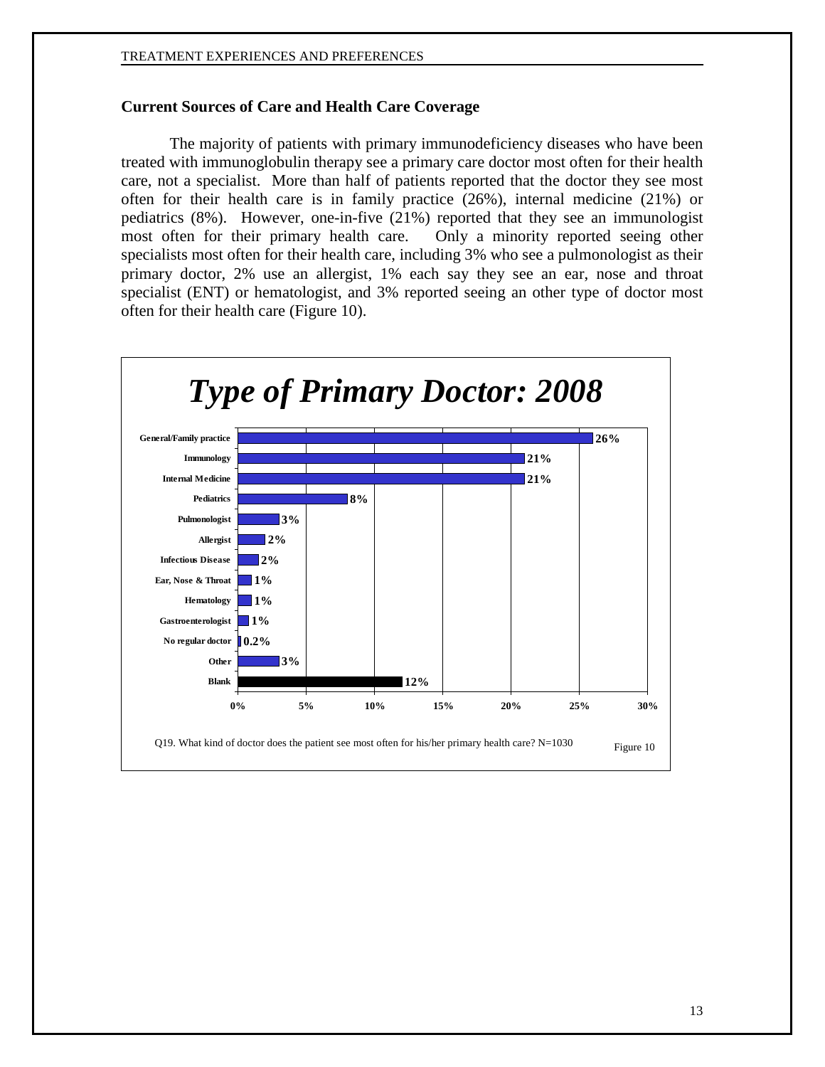## Current Sources of Care and Health Care Coverage

The majority of patients with primary immunodeficiency diseases who have been treated with immunoglobulin therapy see a primary care doctor most often for their health care, not a specialist. More than half of patients reported that the doctor they see most often for their health care is in family practice (26%), internal medicine (21%) or pediatrics (8%). However, one-in-five (21%) reported that they see an immunologist most often for their primary health care. Only a minority reported seeing other specialists most often for their health care, including 3% who see a pulmonologist as their primary doctor, 2% use an allergist, 1% each say they see an ear, nose and throat specialist (ENT) or hematologist, and 3% reported seeing an other type of doctor most often for their health care (Figure 10).

### *Type of Primary Doctor: 2008*

| Type of doctor | Percent |
|---|---|
| General/Family practice | 26% |
| Immunology | 21% |
| Internal Medicine | 21% |
| Pediatrics | 8% |
| Pulmonologist | 3% |
| Allergist | 2% |
| Infectious Disease | 2% |
| Ear, Nose & Throat | 1% |
| Hematology | 1% |
| Gastroenterologist | 1% |
| No regular doctor | 0.2% |
| Other | 3% |
| Blank | 12% |

Q19. What kind of doctor does the patient see most often for his/her primary health care? N=1030

Figure 10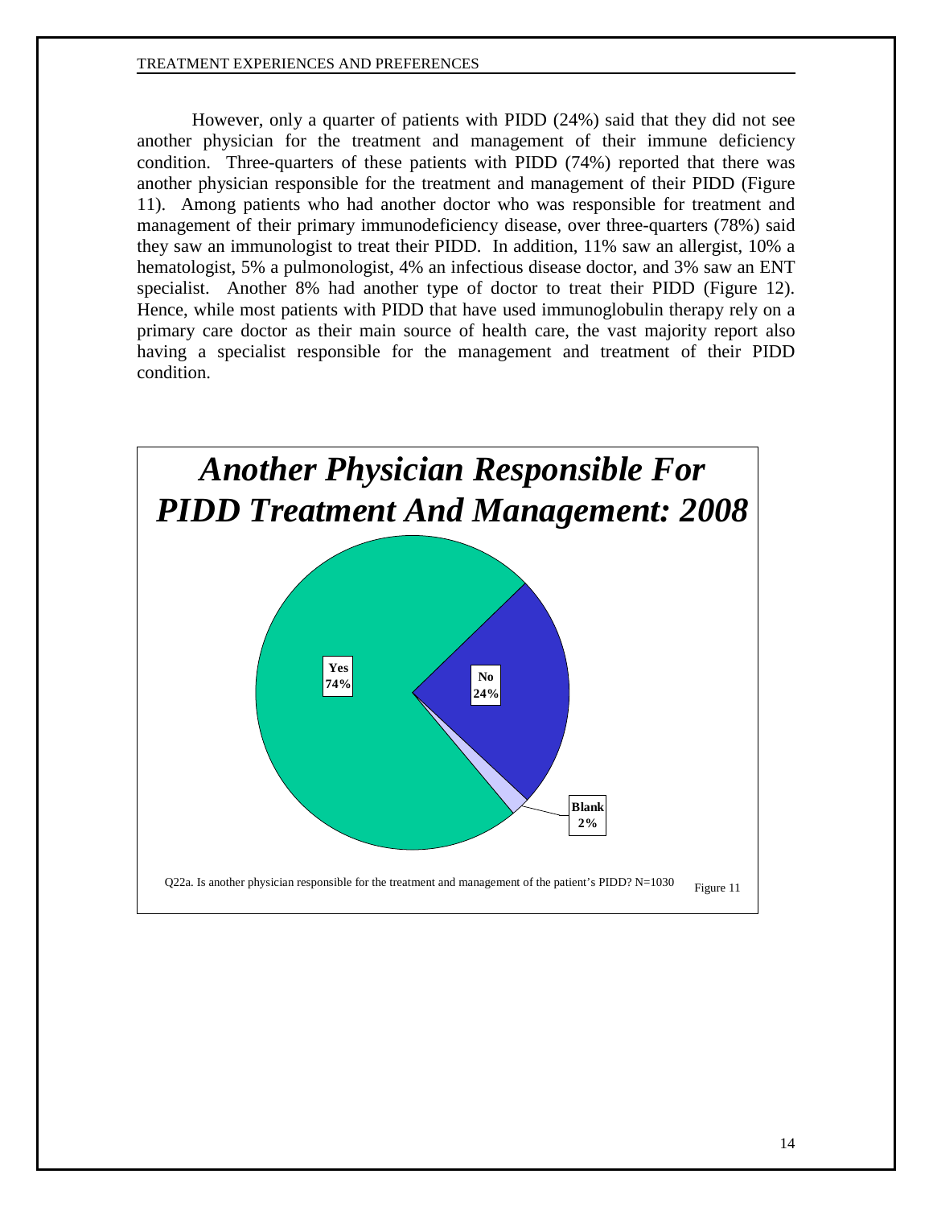However, only a quarter of patients with PIDD (24%) said that they did not see another physician for the treatment and management of their immune deficiency condition. Three-quarters of these patients with PIDD (74%) reported that there was another physician responsible for the treatment and management of their PIDD (Figure 11). Among patients who had another doctor who was responsible for treatment and management of their primary immunodeficiency disease, over three-quarters (78%) said they saw an immunologist to treat their PIDD. In addition, 11% saw an allergist, 10% a hematologist, 5% a pulmonologist, 4% an infectious disease doctor, and 3% saw an ENT specialist. Another 8% had another type of doctor to treat their PIDD (Figure 12). Hence, while most patients with PIDD that have used immunoglobulin therapy rely on a primary care doctor as their main source of health care, the vast majority report also having a specialist responsible for the management and treatment of their PIDD condition.

***Another Physician Responsible For PIDD Treatment And Management: 2008***

| Response | Percent |
|---|---|
| Yes | 74% |
| No | 24% |
| Blank | 2% |

Q22a. Is another physician responsible for the treatment and management of the patient's PIDD? N=1030

Figure 11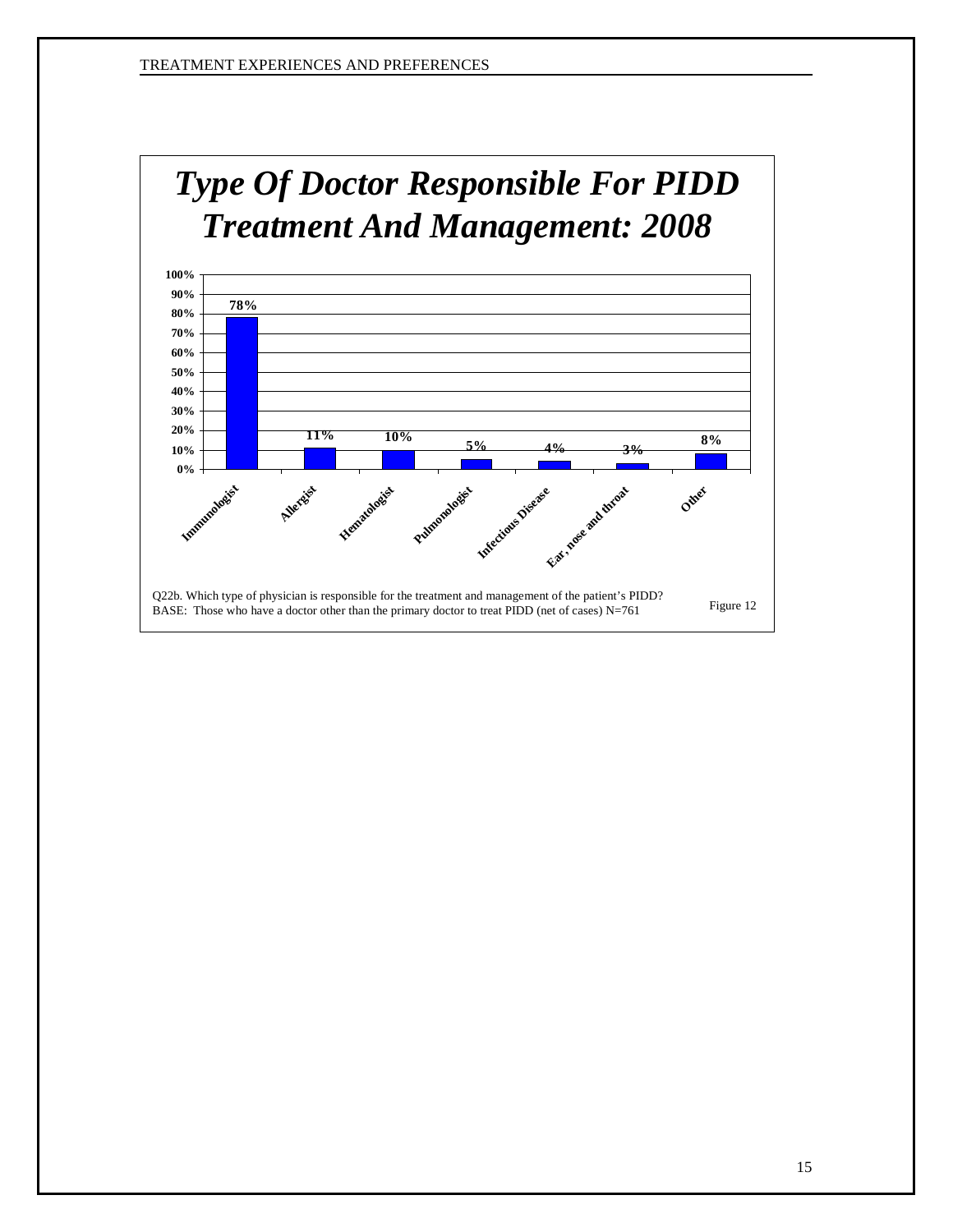## Type Of Doctor Responsible For PIDD Treatment And Management: 2008

| Type of Doctor | Percent |
|---|---|
| Immunologist | 78% |
| Allergist | 11% |
| Hematologist | 10% |
| Pulmonologist | 5% |
| Infectious Disease | 4% |
| Ear, nose and throat | 3% |
| Other | 8% |

Q22b. Which type of physician is responsible for the treatment and management of the patient's PIDD?
BASE: Those who have a doctor other than the primary doctor to treat PIDD (net of cases) N=761

Figure 12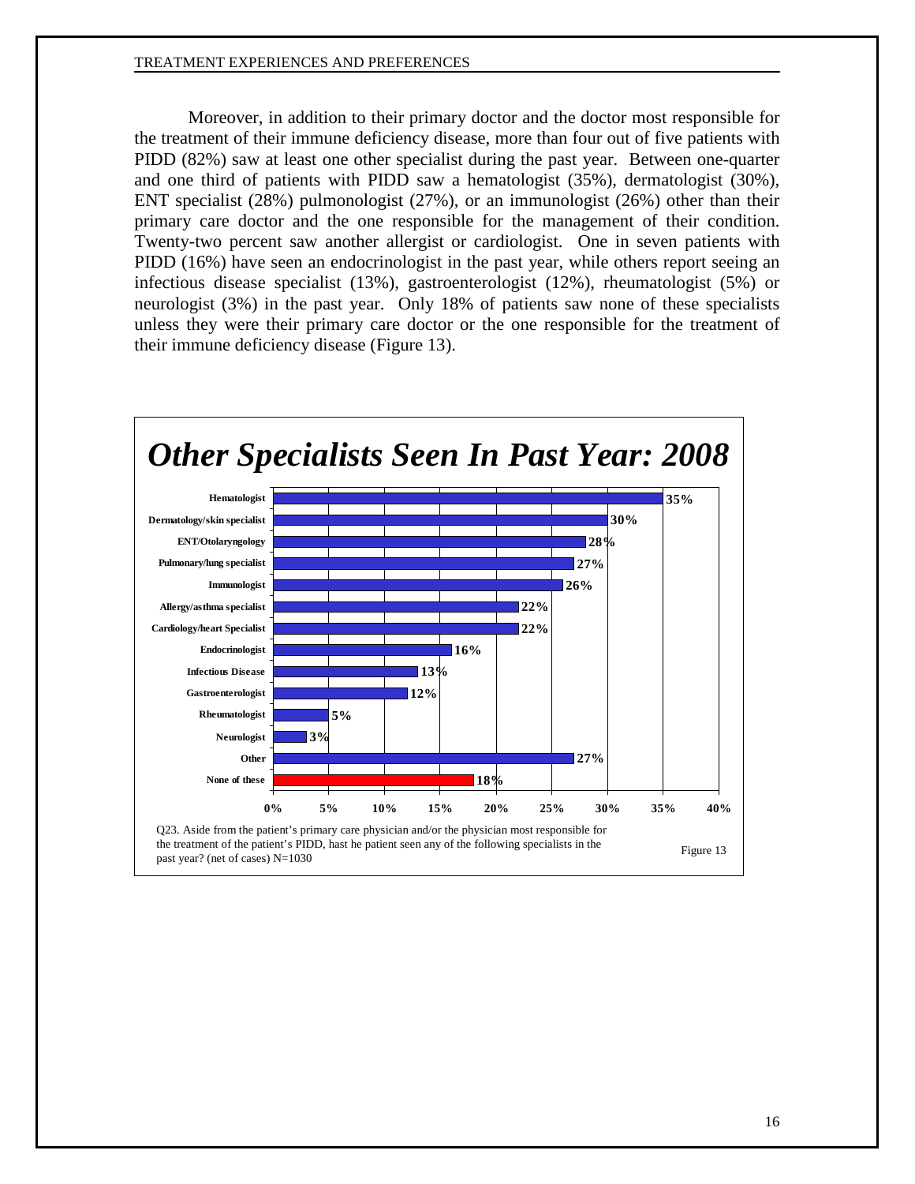Moreover, in addition to their primary doctor and the doctor most responsible for the treatment of their immune deficiency disease, more than four out of five patients with PIDD (82%) saw at least one other specialist during the past year. Between one-quarter and one third of patients with PIDD saw a hematologist (35%), dermatologist (30%), ENT specialist (28%) pulmonologist (27%), or an immunologist (26%) other than their primary care doctor and the one responsible for the management of their condition. Twenty-two percent saw another allergist or cardiologist. One in seven patients with PIDD (16%) have seen an endocrinologist in the past year, while others report seeing an infectious disease specialist (13%), gastroenterologist (12%), rheumatologist (5%) or neurologist (3%) in the past year. Only 18% of patients saw none of these specialists unless they were their primary care doctor or the one responsible for the treatment of their immune deficiency disease (Figure 13).

## *Other Specialists Seen In Past Year: 2008*

| Specialist | Percent |
|---|---|
| Hematologist | 35% |
| Dermatology/skin specialist | 30% |
| ENT/Otolaryngology | 28% |
| Pulmonary/lung specialist | 27% |
| Immunologist | 26% |
| Allergy/asthma specialist | 22% |
| Cardiology/heart Specialist | 22% |
| Endocrinologist | 16% |
| Infectious Disease | 13% |
| Gastroenterologist | 12% |
| Rheumatologist | 5% |
| Neurologist | 3% |
| Other | 27% |
| None of these | 18% |

Q23. Aside from the patient's primary care physician and/or the physician most responsible for the treatment of the patient's PIDD, hast he patient seen any of the following specialists in the past year? (net of cases) N=1030

Figure 13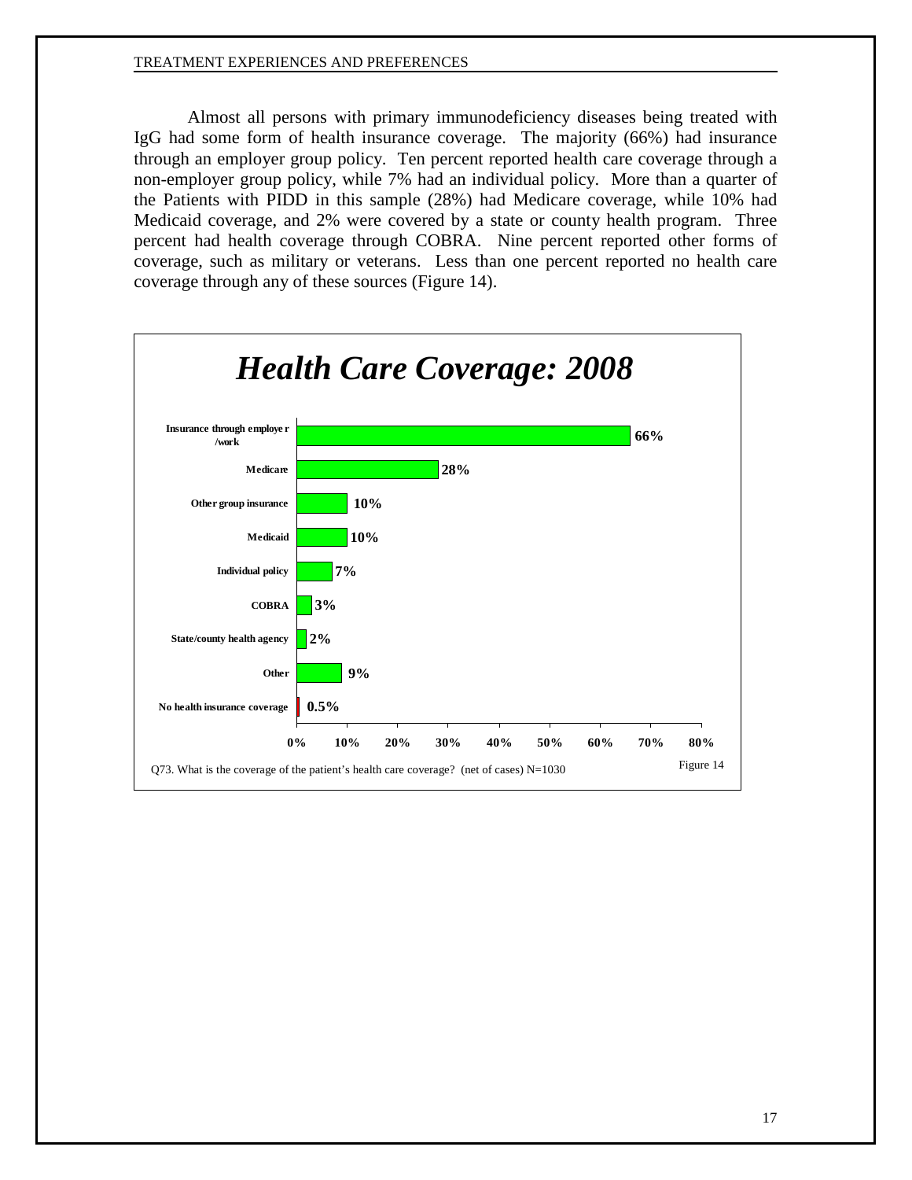Almost all persons with primary immunodeficiency diseases being treated with IgG had some form of health insurance coverage. The majority (66%) had insurance through an employer group policy. Ten percent reported health care coverage through a non-employer group policy, while 7% had an individual policy. More than a quarter of the Patients with PIDD in this sample (28%) had Medicare coverage, while 10% had Medicaid coverage, and 2% were covered by a state or county health program. Three percent had health coverage through COBRA. Nine percent reported other forms of coverage, such as military or veterans. Less than one percent reported no health care coverage through any of these sources (Figure 14).

## *Health Care Coverage: 2008*

| Coverage | Percent |
|---|---|
| Insurance through employer /work | 66% |
| Medicare | 28% |
| Other group insurance | 10% |
| Medicaid | 10% |
| Individual policy | 7% |
| COBRA | 3% |
| State/county health agency | 2% |
| Other | 9% |
| No health insurance coverage | 0.5% |

Q73. What is the coverage of the patient's health care coverage? (net of cases) N=1030

Figure 14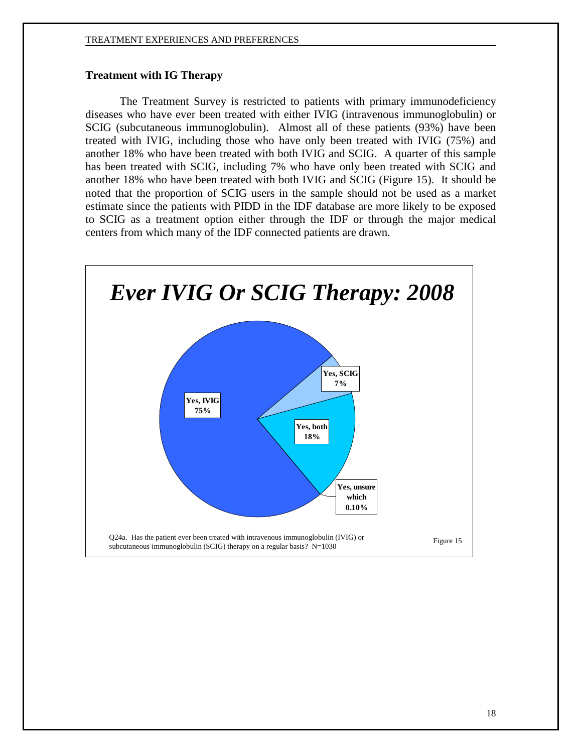### Treatment with IG Therapy

The Treatment Survey is restricted to patients with primary immunodeficiency diseases who have ever been treated with either IVIG (intravenous immunoglobulin) or SCIG (subcutaneous immunoglobulin). Almost all of these patients (93%) have been treated with IVIG, including those who have only been treated with IVIG (75%) and another 18% who have been treated with both IVIG and SCIG. A quarter of this sample has been treated with SCIG, including 7% who have only been treated with SCIG and another 18% who have been treated with both IVIG and SCIG (Figure 15). It should be noted that the proportion of SCIG users in the sample should not be used as a market estimate since the patients with PIDD in the IDF database are more likely to be exposed to SCIG as a treatment option either through the IDF or through the major medical centers from which many of the IDF connected patients are drawn.

***Ever IVIG Or SCIG Therapy: 2008***

| Response | Percent |
|---|---|
| Yes, IVIG | 75% |
| Yes, SCIG | 7% |
| Yes, both | 18% |
| Yes, unsure which | 0.10% |

Q24a. Has the patient ever been treated with intravenous immunoglobulin (IVIG) or subcutaneous immunoglobulin (SCIG) therapy on a regular basis? N=1030

Figure 15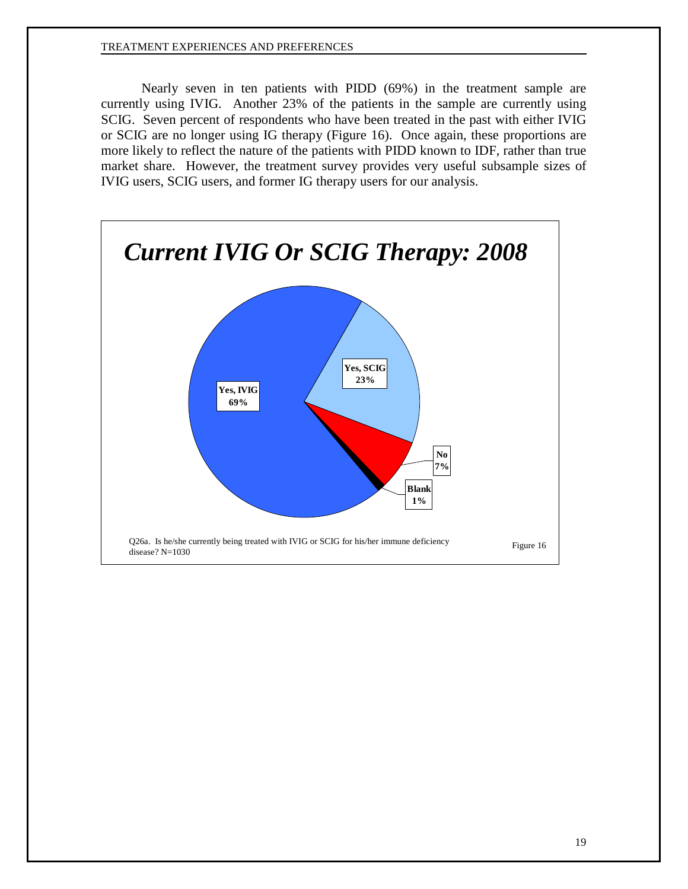Nearly seven in ten patients with PIDD (69%) in the treatment sample are currently using IVIG. Another 23% of the patients in the sample are currently using SCIG. Seven percent of respondents who have been treated in the past with either IVIG or SCIG are no longer using IG therapy (Figure 16). Once again, these proportions are more likely to reflect the nature of the patients with PIDD known to IDF, rather than true market share. However, the treatment survey provides very useful subsample sizes of IVIG users, SCIG users, and former IG therapy users for our analysis.

## *Current IVIG Or SCIG Therapy: 2008*

| Response | Percent |
|---|---|
| Yes, IVIG | 69% |
| Yes, SCIG | 23% |
| No | 7% |
| Blank | 1% |

Q26a. Is he/she currently being treated with IVIG or SCIG for his/her immune deficiency disease? N=1030

Figure 16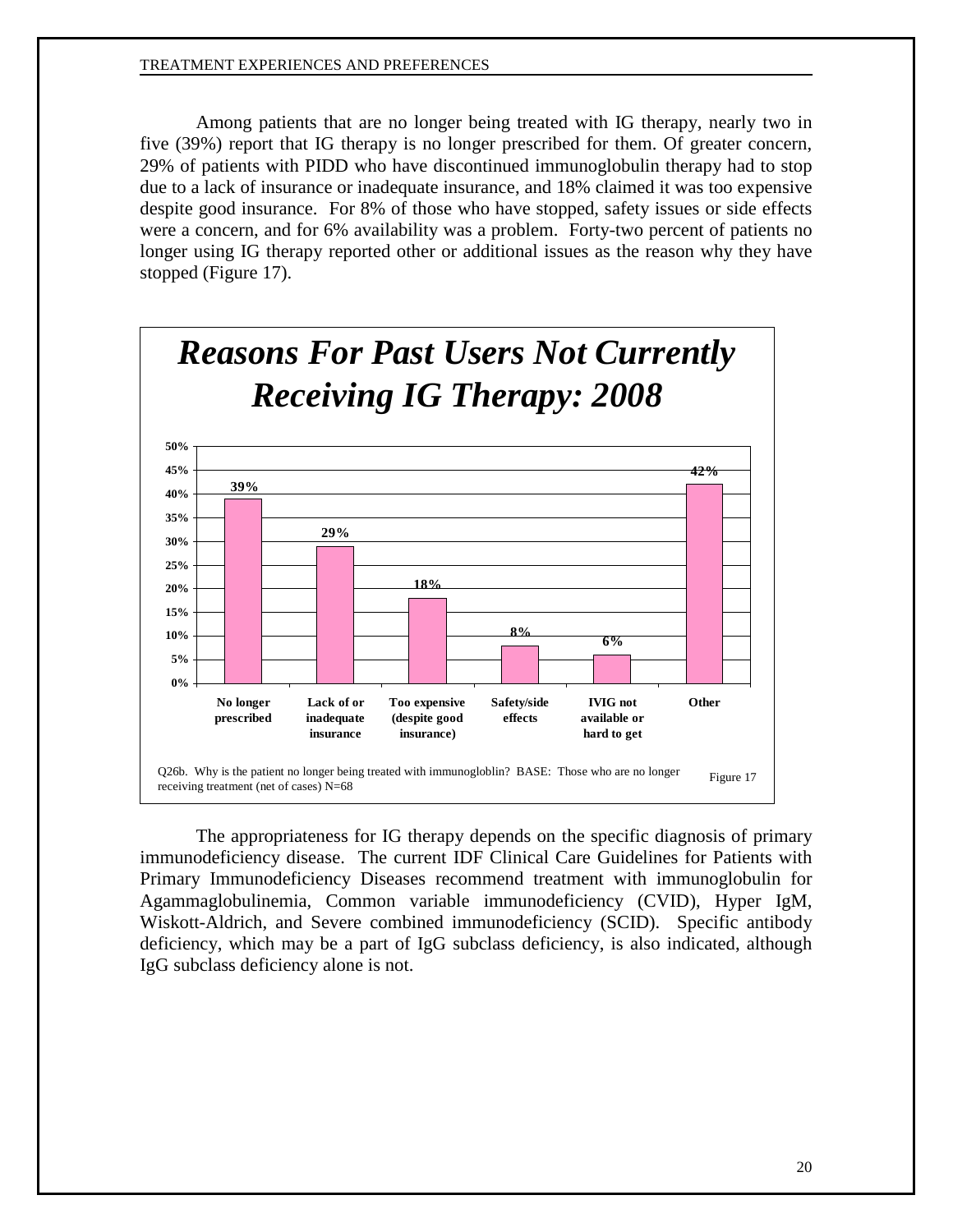Among patients that are no longer being treated with IG therapy, nearly two in five (39%) report that IG therapy is no longer prescribed for them. Of greater concern, 29% of patients with PIDD who have discontinued immunoglobulin therapy had to stop due to a lack of insurance or inadequate insurance, and 18% claimed it was too expensive despite good insurance. For 8% of those who have stopped, safety issues or side effects were a concern, and for 6% availability was a problem. Forty-two percent of patients no longer using IG therapy reported other or additional issues as the reason why they have stopped (Figure 17).

## *Reasons For Past Users Not Currently Receiving IG Therapy: 2008*

| Reason | Percent |
|---|---|
| No longer prescribed | 39% |
| Lack of or inadequate insurance | 29% |
| Too expensive (despite good insurance) | 18% |
| Safety/side effects | 8% |
| IVIG not available or hard to get | 6% |
| Other | 42% |

Q26b. Why is the patient no longer being treated with immunogloblin? BASE: Those who are no longer receiving treatment (net of cases) N=68

Figure 17

The appropriateness for IG therapy depends on the specific diagnosis of primary immunodeficiency disease. The current IDF Clinical Care Guidelines for Patients with Primary Immunodeficiency Diseases recommend treatment with immunoglobulin for Agammaglobulinemia, Common variable immunodeficiency (CVID), Hyper IgM, Wiskott-Aldrich, and Severe combined immunodeficiency (SCID). Specific antibody deficiency, which may be a part of IgG subclass deficiency, is also indicated, although IgG subclass deficiency alone is not.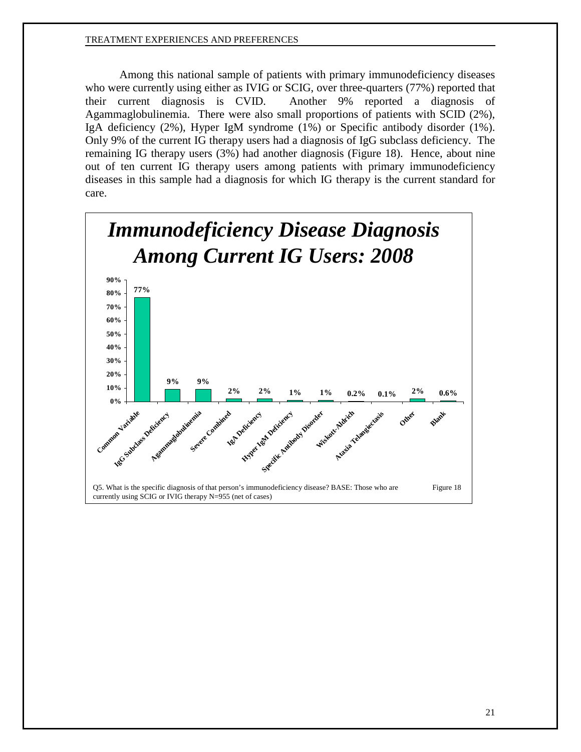Among this national sample of patients with primary immunodeficiency diseases who were currently using either as IVIG or SCIG, over three-quarters (77%) reported that their current diagnosis is CVID. Another 9% reported a diagnosis of Agammaglobulinemia. There were also small proportions of patients with SCID (2%), IgA deficiency (2%), Hyper IgM syndrome (1%) or Specific antibody disorder (1%). Only 9% of the current IG therapy users had a diagnosis of IgG subclass deficiency. The remaining IG therapy users (3%) had another diagnosis (Figure 18). Hence, about nine out of ten current IG therapy users among patients with primary immunodeficiency diseases in this sample had a diagnosis for which IG therapy is the current standard for care.

## *Immunodeficiency Disease Diagnosis Among Current IG Users: 2008*

| Diagnosis | Percent |
|---|---|
| Common Variable | 77% |
| IgG Subclass Deficiency | 9% |
| Agammaglobulinemia | 9% |
| Severe Combined | 2% |
| IgA Deficiency | 2% |
| Hyper IgM Deficiency | 1% |
| Specific Antibody Disorder | 1% |
| Wiskott-Aldrich | 0.2% |
| Ataxia Telangiectasis | 0.1% |
| Other | 2% |
| Blank | 0.6% |

Q5. What is the specific diagnosis of that person's immunodeficiency disease? BASE: Those who are currently using SCIG or IVIG therapy N=955 (net of cases)

Figure 18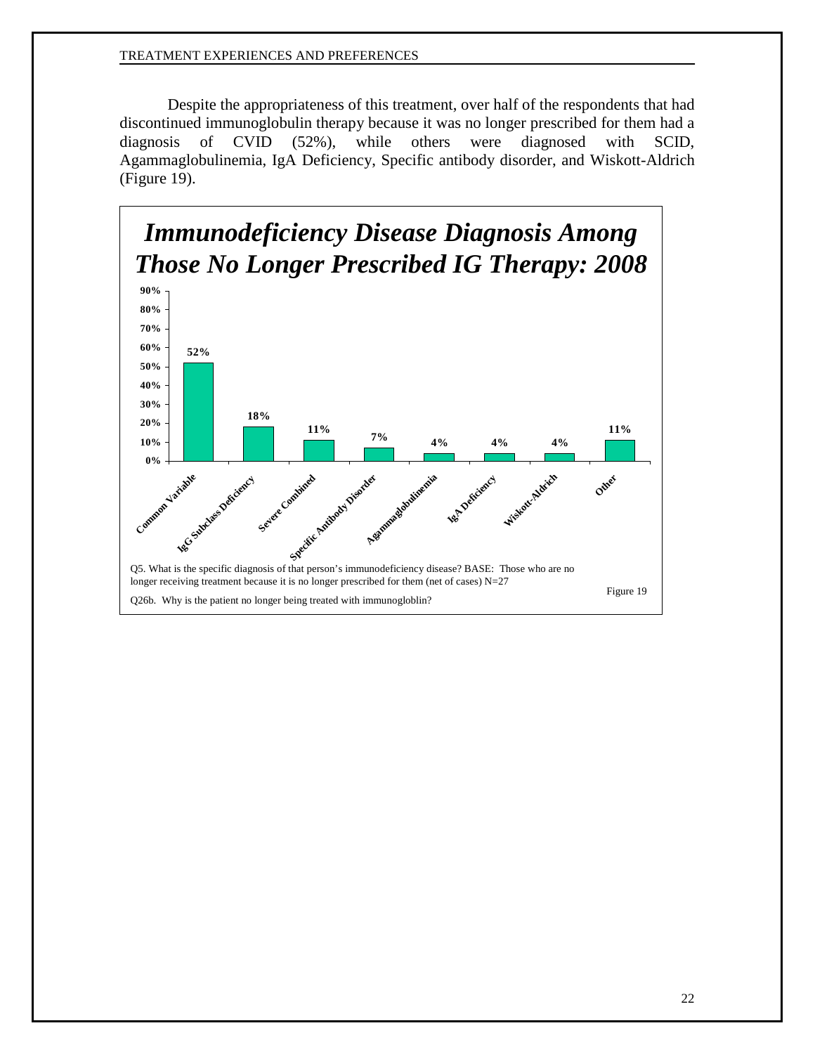Despite the appropriateness of this treatment, over half of the respondents that had discontinued immunoglobulin therapy because it was no longer prescribed for them had a diagnosis of CVID (52%), while others were diagnosed with SCID, Agammaglobulinemia, IgA Deficiency, Specific antibody disorder, and Wiskott-Aldrich (Figure 19).

## *Immunodeficiency Disease Diagnosis Among Those No Longer Prescribed IG Therapy: 2008*

| Diagnosis | Percent |
|---|---|
| Common Variable | 52% |
| IgG Subclass Deficiency | 18% |
| Severe Combined | 11% |
| Specific Antibody Disorder | 7% |
| Agammaglobulinemia | 4% |
| IgA Deficiency | 4% |
| Wiskott-Aldrich | 4% |
| Other | 11% |

Q5. What is the specific diagnosis of that person's immunodeficiency disease? BASE: Those who are no longer receiving treatment because it is no longer prescribed for them (net of cases) N=27

Q26b. Why is the patient no longer being treated with immunogloblin?

Figure 19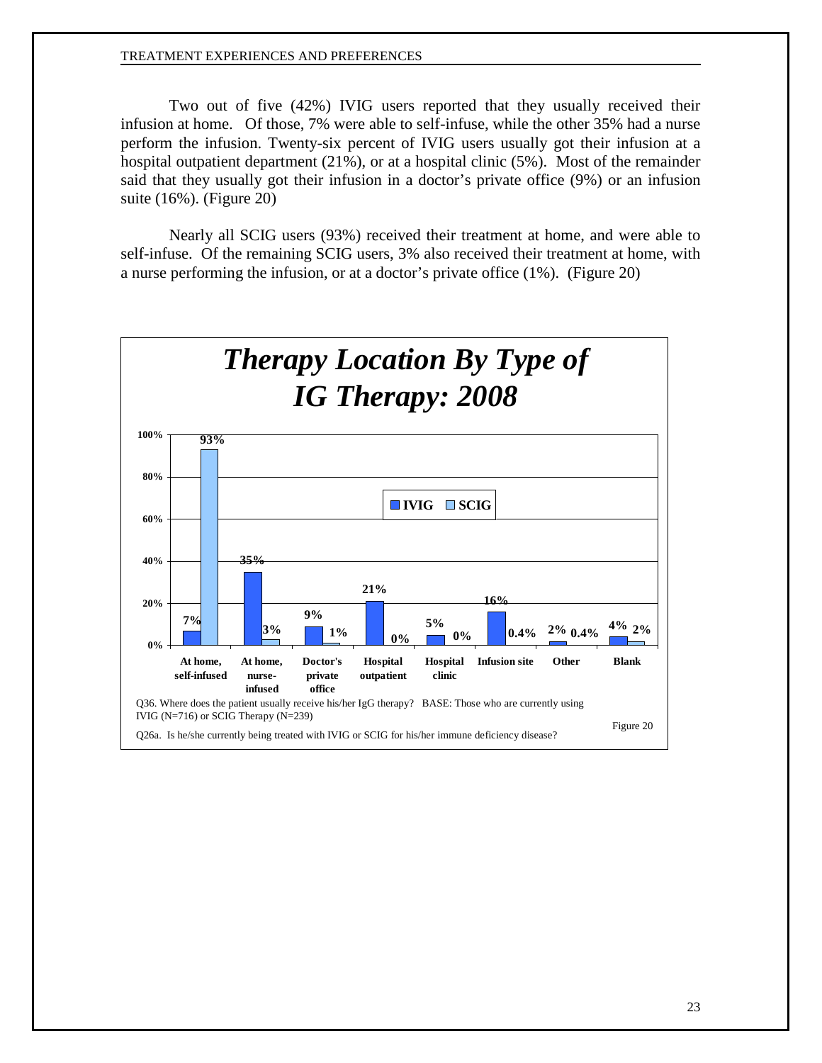Two out of five (42%) IVIG users reported that they usually received their infusion at home. Of those, 7% were able to self-infuse, while the other 35% had a nurse perform the infusion. Twenty-six percent of IVIG users usually got their infusion at a hospital outpatient department (21%), or at a hospital clinic (5%). Most of the remainder said that they usually got their infusion in a doctor's private office (9%) or an infusion suite (16%). (Figure 20)

Nearly all SCIG users (93%) received their treatment at home, and were able to self-infuse. Of the remaining SCIG users, 3% also received their treatment at home, with a nurse performing the infusion, or at a doctor's private office (1%). (Figure 20)

## *Therapy Location By Type of IG Therapy: 2008*

| Location | IVIG | SCIG |
|---|---|---|
| At home, self-infused | 7% | 93% |
| At home, nurse-infused | 35% | 3% |
| Doctor's private office | 9% | 1% |
| Hospital outpatient | 21% | 0% |
| Hospital clinic | 5% | 0% |
| Infusion site | 16% | 0.4% |
| Other | 2% | 0.4% |
| Blank | 4% | 2% |

Q36. Where does the patient usually receive his/her IgG therapy? BASE: Those who are currently using IVIG (N=716) or SCIG Therapy (N=239)

Q26a. Is he/she currently being treated with IVIG or SCIG for his/her immune deficiency disease?

Figure 20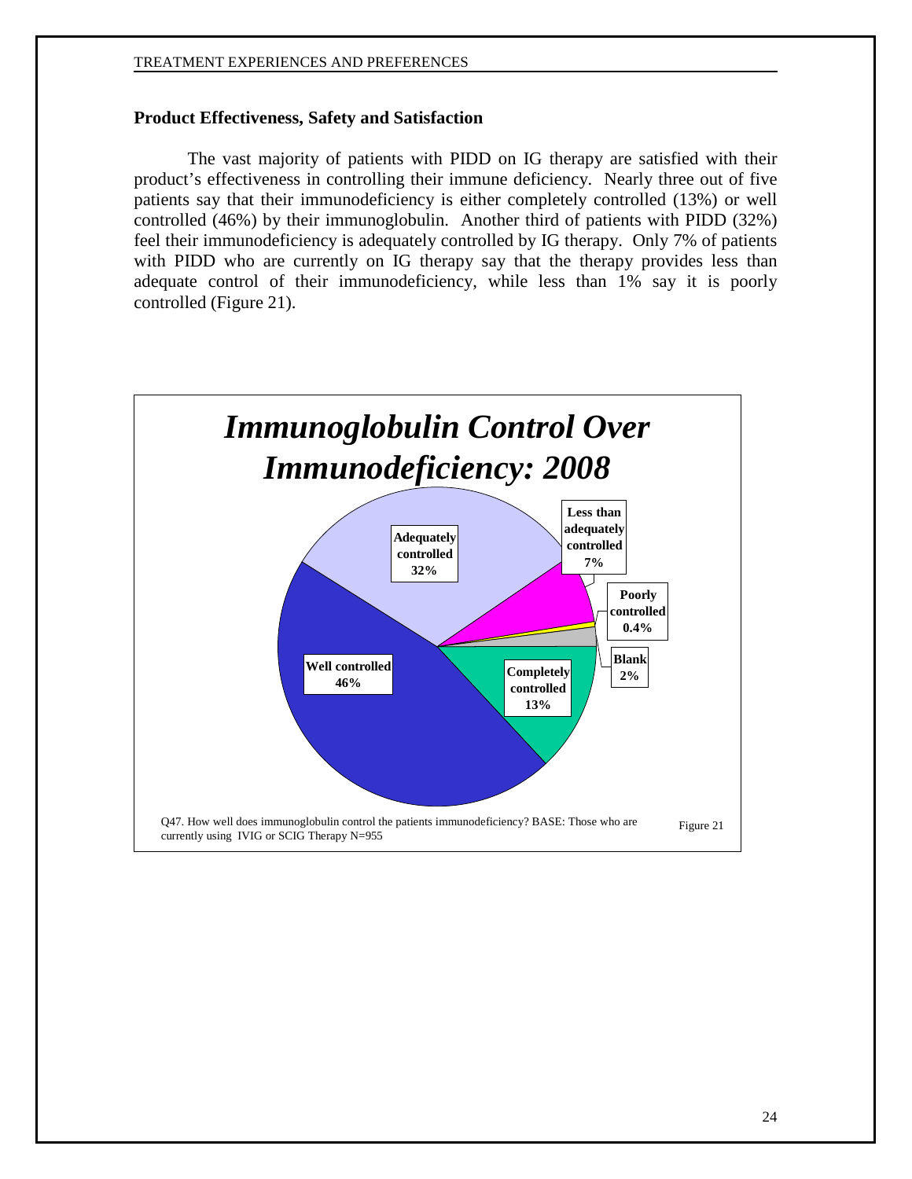## Product Effectiveness, Safety and Satisfaction

The vast majority of patients with PIDD on IG therapy are satisfied with their product's effectiveness in controlling their immune deficiency. Nearly three out of five patients say that their immunodeficiency is either completely controlled (13%) or well controlled (46%) by their immunoglobulin. Another third of patients with PIDD (32%) feel their immunodeficiency is adequately controlled by IG therapy. Only 7% of patients with PIDD who are currently on IG therapy say that the therapy provides less than adequate control of their immunodeficiency, while less than 1% say it is poorly controlled (Figure 21).

***Immunoglobulin Control Over Immunodeficiency: 2008***

| Response | Percent |
|---|---|
| Completely controlled | 13% |
| Well controlled | 46% |
| Adequately controlled | 32% |
| Less than adequately controlled | 7% |
| Poorly controlled | 0.4% |
| Blank | 2% |

Q47. How well does immunoglobulin control the patients immunodeficiency? BASE: Those who are currently using IVIG or SCIG Therapy N=955

Figure 21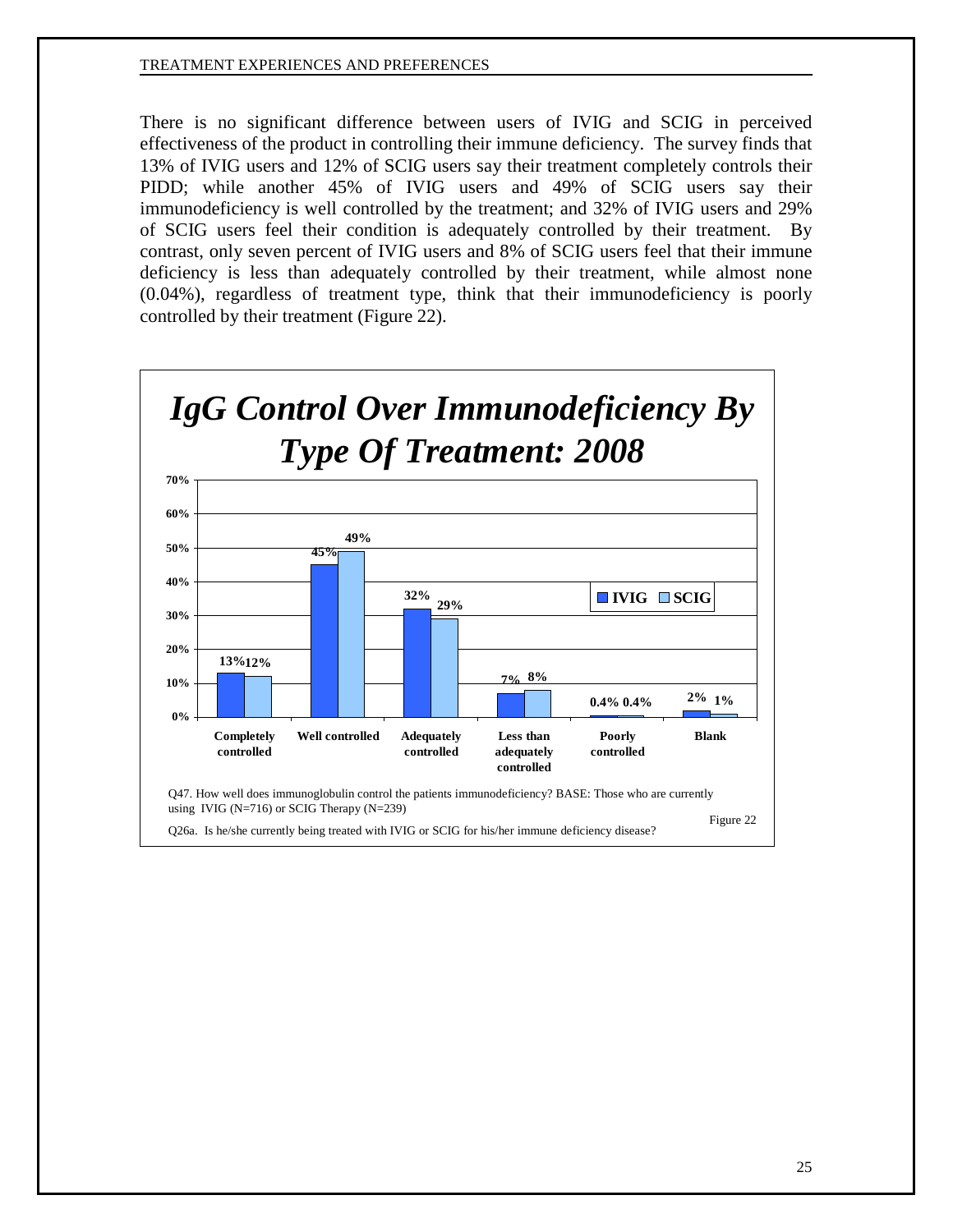There is no significant difference between users of IVIG and SCIG in perceived effectiveness of the product in controlling their immune deficiency. The survey finds that 13% of IVIG users and 12% of SCIG users say their treatment completely controls their PIDD; while another 45% of IVIG users and 49% of SCIG users say their immunodeficiency is well controlled by the treatment; and 32% of IVIG users and 29% of SCIG users feel their condition is adequately controlled by their treatment. By contrast, only seven percent of IVIG users and 8% of SCIG users feel that their immune deficiency is less than adequately controlled by their treatment, while almost none (0.04%), regardless of treatment type, think that their immunodeficiency is poorly controlled by their treatment (Figure 22).

## *IgG Control Over Immunodeficiency By Type Of Treatment: 2008*

| | IVIG | SCIG |
|---|---|---|
| Completely controlled | 13% | 12% |
| Well controlled | 45% | 49% |
| Adequately controlled | 32% | 29% |
| Less than adequately controlled | 7% | 8% |
| Poorly controlled | 0.4% | 0.4% |
| Blank | 2% | 1% |

Q47. How well does immunoglobulin control the patients immunodeficiency? BASE: Those who are currently using IVIG (N=716) or SCIG Therapy (N=239)

Q26a. Is he/she currently being treated with IVIG or SCIG for his/her immune deficiency disease?

Figure 22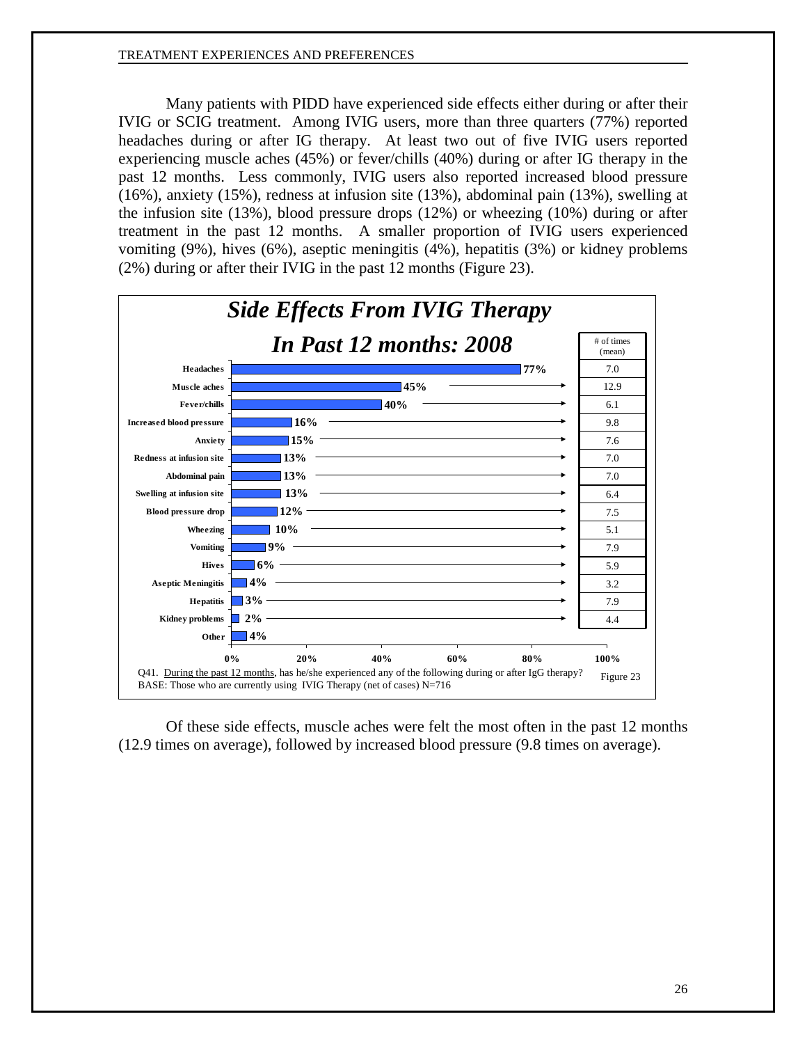Many patients with PIDD have experienced side effects either during or after their IVIG or SCIG treatment. Among IVIG users, more than three quarters (77%) reported headaches during or after IG therapy. At least two out of five IVIG users reported experiencing muscle aches (45%) or fever/chills (40%) during or after IG therapy in the past 12 months. Less commonly, IVIG users also reported increased blood pressure (16%), anxiety (15%), redness at infusion site (13%), abdominal pain (13%), swelling at the infusion site (13%), blood pressure drops (12%) or wheezing (10%) during or after treatment in the past 12 months. A smaller proportion of IVIG users experienced vomiting (9%), hives (6%), aseptic meningitis (4%), hepatitis (3%) or kidney problems (2%) during or after their IVIG in the past 12 months (Figure 23).

**Side Effects From IVIG Therapy In Past 12 months: 2008**

| Side effect | % | # of times (mean) |
|---|---|---|
| Headaches | 77% | 7.0 |
| Muscle aches | 45% | 12.9 |
| Fever/chills | 40% | 6.1 |
| Increased blood pressure | 16% | 9.8 |
| Anxiety | 15% | 7.6 |
| Redness at infusion site | 13% | 7.0 |
| Abdominal pain | 13% | 7.0 |
| Swelling at infusion site | 13% | 6.4 |
| Blood pressure drop | 12% | 7.5 |
| Wheezing | 10% | 5.1 |
| Vomiting | 9% | 7.9 |
| Hives | 6% | 5.9 |
| Aseptic Meningitis | 4% | 3.2 |
| Hepatitis | 3% | 7.9 |
| Kidney problems | 2% | 4.4 |
| Other | 4% | |

Q41. During the past 12 months, has he/she experienced any of the following during or after IgG therapy?
BASE: Those who are currently using IVIG Therapy (net of cases) N=716

Figure 23

Of these side effects, muscle aches were felt the most often in the past 12 months (12.9 times on average), followed by increased blood pressure (9.8 times on average).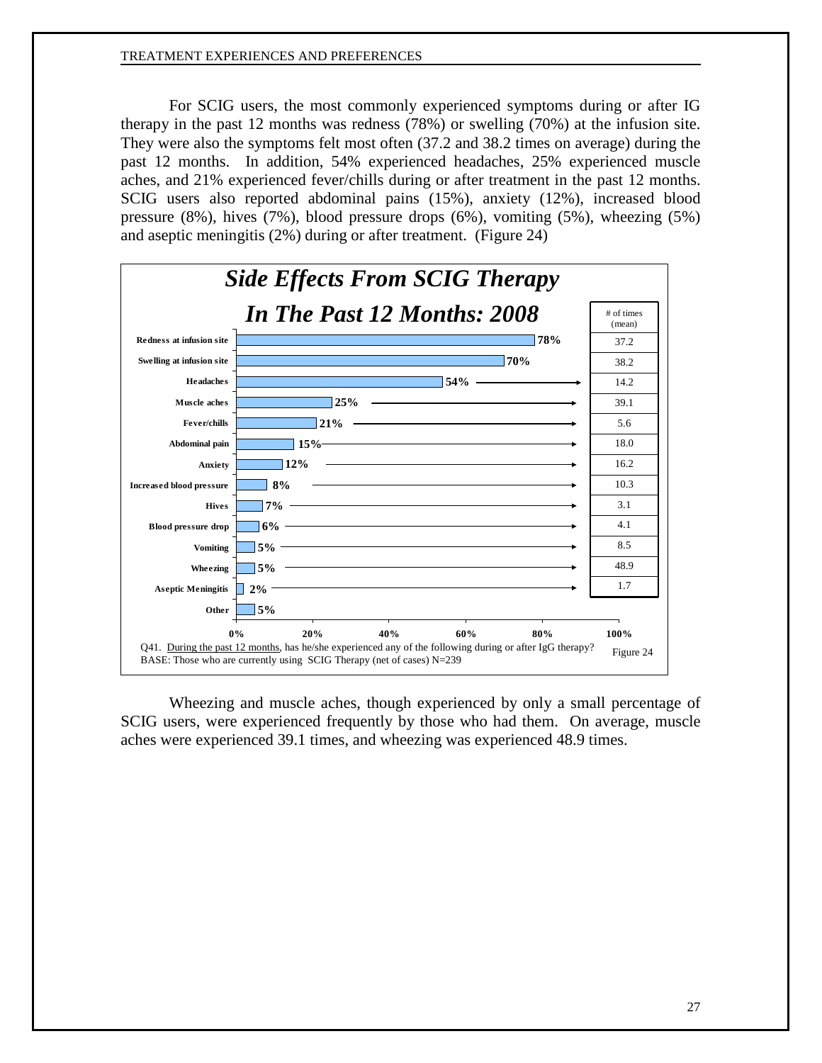For SCIG users, the most commonly experienced symptoms during or after IG therapy in the past 12 months was redness (78%) or swelling (70%) at the infusion site. They were also the symptoms felt most often (37.2 and 38.2 times on average) during the past 12 months. In addition, 54% experienced headaches, 25% experienced muscle aches, and 21% experienced fever/chills during or after treatment in the past 12 months. SCIG users also reported abdominal pains (15%), anxiety (12%), increased blood pressure (8%), hives (7%), blood pressure drops (6%), vomiting (5%), wheezing (5%) and aseptic meningitis (2%) during or after treatment. (Figure 24)

***Side Effects From SCIG Therapy In The Past 12 Months: 2008***

| Side effect | % | # of times (mean) |
|---|---|---|
| Redness at infusion site | 78% | 37.2 |
| Swelling at infusion site | 70% | 38.2 |
| Headaches | 54% | 14.2 |
| Muscle aches | 25% | 39.1 |
| Fever/chills | 21% | 5.6 |
| Abdominal pain | 15% | 18.0 |
| Anxiety | 12% | 16.2 |
| Increased blood pressure | 8% | 10.3 |
| Hives | 7% | 3.1 |
| Blood pressure drop | 6% | 4.1 |
| Vomiting | 5% | 8.5 |
| Wheezing | 5% | 48.9 |
| Aseptic Meningitis | 2% | 1.7 |
| Other | 5% | |

Q41. During the past 12 months, has he/she experienced any of the following during or after IgG therapy?
BASE: Those who are currently using SCIG Therapy (net of cases) N=239

Figure 24

Wheezing and muscle aches, though experienced by only a small percentage of SCIG users, were experienced frequently by those who had them. On average, muscle aches were experienced 39.1 times, and wheezing was experienced 48.9 times.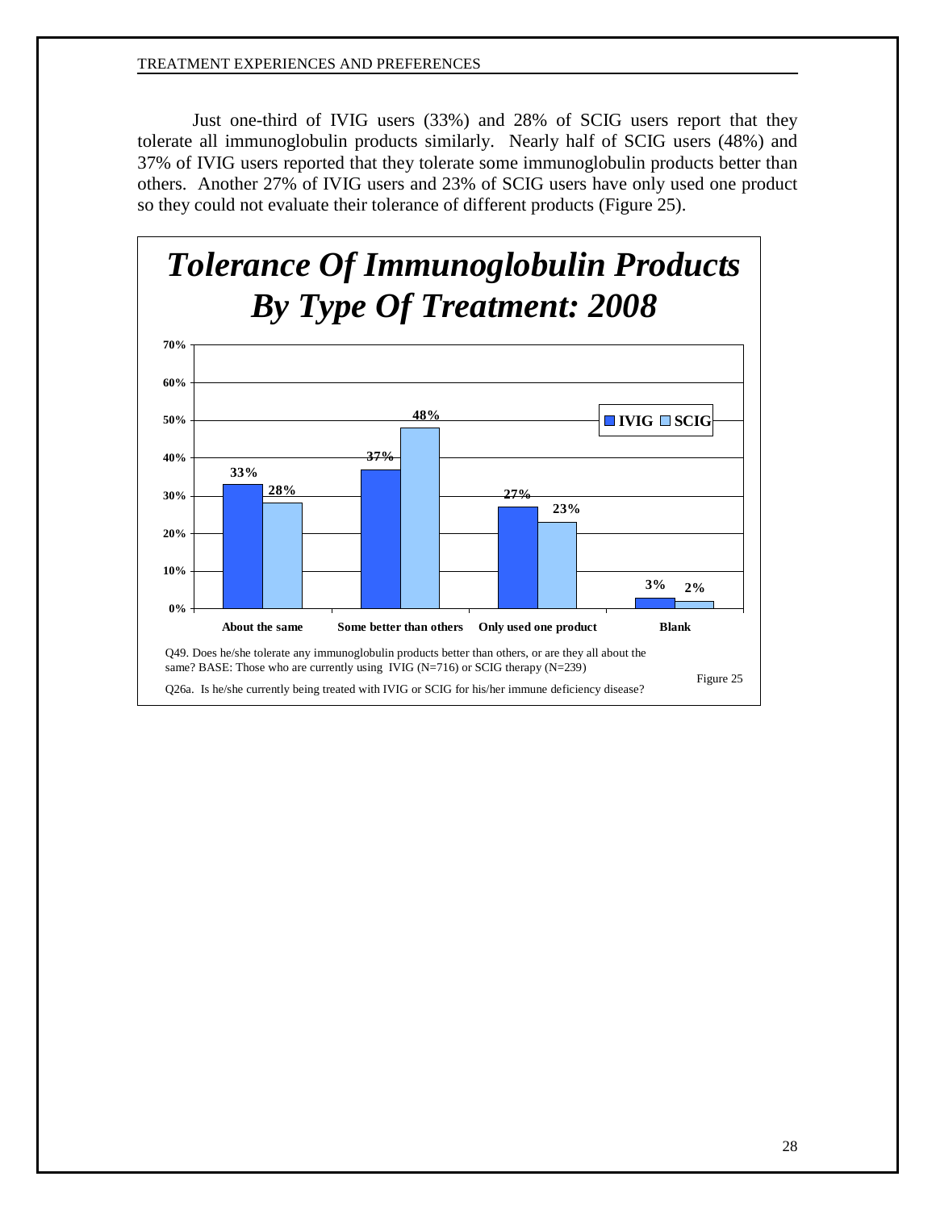Just one-third of IVIG users (33%) and 28% of SCIG users report that they tolerate all immunoglobulin products similarly. Nearly half of SCIG users (48%) and 37% of IVIG users reported that they tolerate some immunoglobulin products better than others. Another 27% of IVIG users and 23% of SCIG users have only used one product so they could not evaluate their tolerance of different products (Figure 25).

## *Tolerance Of Immunoglobulin Products By Type Of Treatment: 2008*

| | IVIG | SCIG |
|---|---|---|
| About the same | 33% | 28% |
| Some better than others | 37% | 48% |
| Only used one product | 27% | 23% |
| Blank | 3% | 2% |

Q49. Does he/she tolerate any immunoglobulin products better than others, or are they all about the same? BASE: Those who are currently using IVIG (N=716) or SCIG therapy (N=239)

Q26a. Is he/she currently being treated with IVIG or SCIG for his/her immune deficiency disease?

Figure 25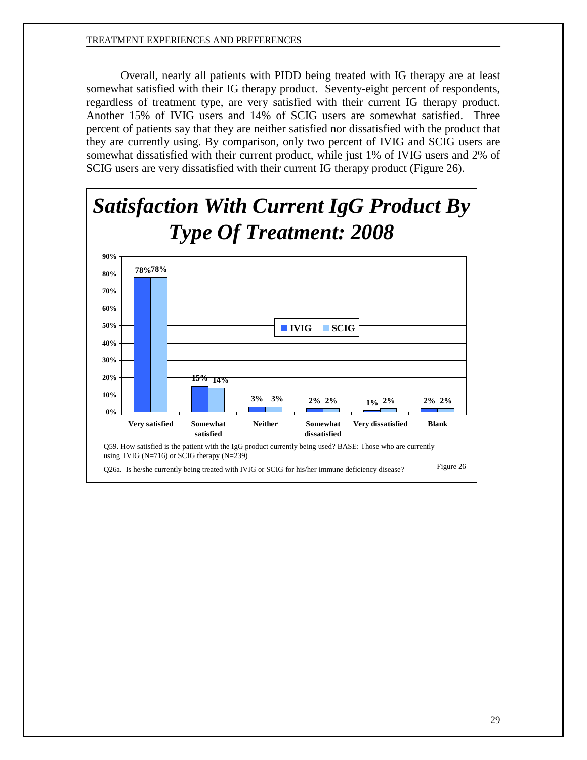Overall, nearly all patients with PIDD being treated with IG therapy are at least somewhat satisfied with their IG therapy product. Seventy-eight percent of respondents, regardless of treatment type, are very satisfied with their current IG therapy product. Another 15% of IVIG users and 14% of SCIG users are somewhat satisfied. Three percent of patients say that they are neither satisfied nor dissatisfied with the product that they are currently using. By comparison, only two percent of IVIG and SCIG users are somewhat dissatisfied with their current product, while just 1% of IVIG users and 2% of SCIG users are very dissatisfied with their current IG therapy product (Figure 26).

## *Satisfaction With Current IgG Product By Type Of Treatment: 2008*

| | IVIG | SCIG |
|---|---|---|
| Very satisfied | 78% | 78% |
| Somewhat satisfied | 15% | 14% |
| Neither | 3% | 3% |
| Somewhat dissatisfied | 2% | 2% |
| Very dissatisfied | 1% | 2% |
| Blank | 2% | 2% |

Q59. How satisfied is the patient with the IgG product currently being used? BASE: Those who are currently using IVIG (N=716) or SCIG therapy (N=239)

Q26a. Is he/she currently being treated with IVIG or SCIG for his/her immune deficiency disease?

Figure 26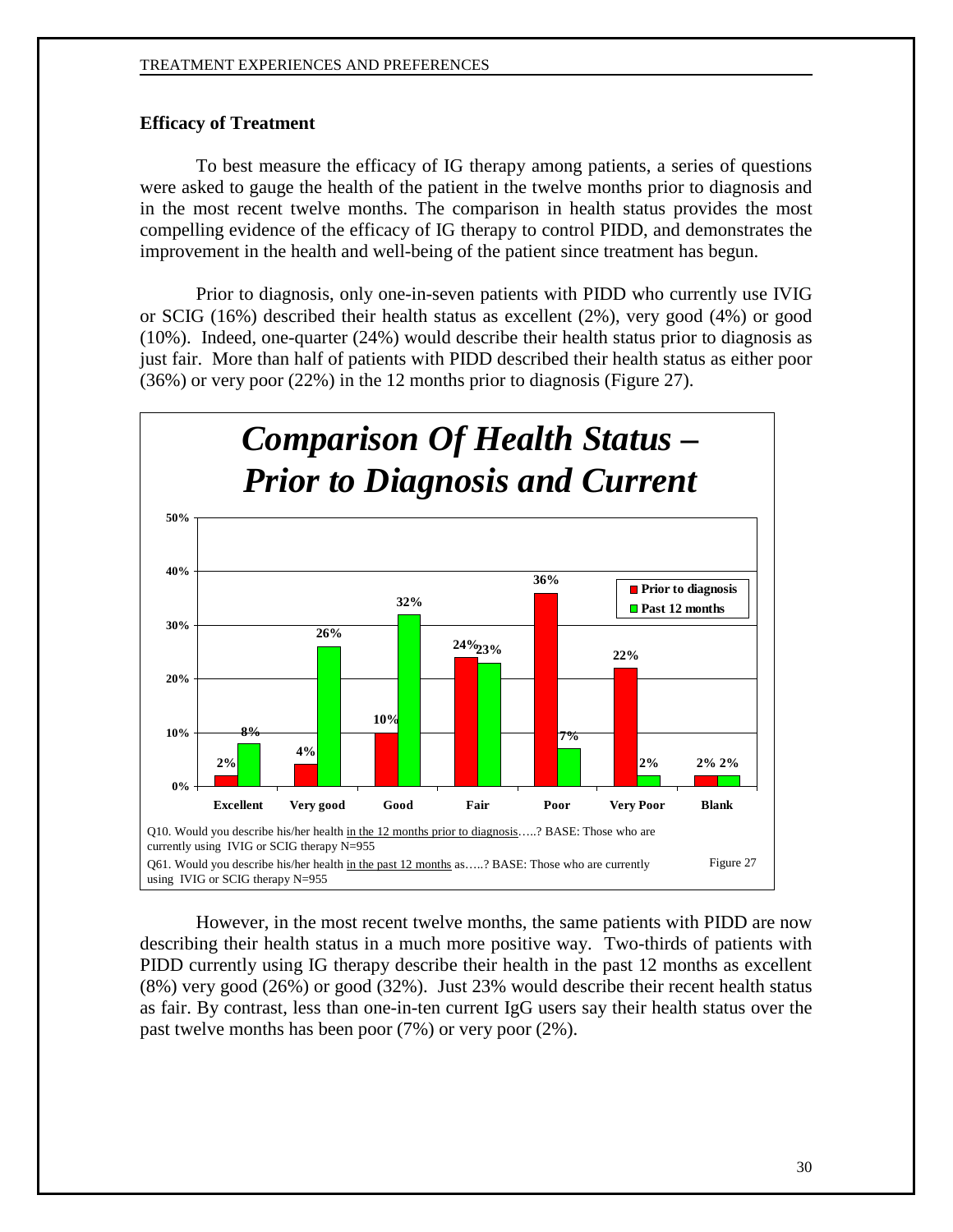## Efficacy of Treatment

To best measure the efficacy of IG therapy among patients, a series of questions were asked to gauge the health of the patient in the twelve months prior to diagnosis and in the most recent twelve months. The comparison in health status provides the most compelling evidence of the efficacy of IG therapy to control PIDD, and demonstrates the improvement in the health and well-being of the patient since treatment has begun.

Prior to diagnosis, only one-in-seven patients with PIDD who currently use IVIG or SCIG (16%) described their health status as excellent (2%), very good (4%) or good (10%). Indeed, one-quarter (24%) would describe their health status prior to diagnosis as just fair. More than half of patients with PIDD described their health status as either poor (36%) or very poor (22%) in the 12 months prior to diagnosis (Figure 27).

### *Comparison Of Health Status – Prior to Diagnosis and Current*

| | Excellent | Very good | Good | Fair | Poor | Very Poor | Blank |
|---|---|---|---|---|---|---|---|
| Prior to diagnosis | 2% | 4% | 10% | 24% | 36% | 22% | 2% |
| Past 12 months | 8% | 26% | 32% | 23% | 7% | 2% | 2% |

Q10. Would you describe his/her health in the 12 months prior to diagnosis…..? BASE: Those who are currently using IVIG or SCIG therapy N=955

Q61. Would you describe his/her health in the past 12 months as…..? BASE: Those who are currently using IVIG or SCIG therapy N=955

Figure 27

However, in the most recent twelve months, the same patients with PIDD are now describing their health status in a much more positive way. Two-thirds of patients with PIDD currently using IG therapy describe their health in the past 12 months as excellent (8%) very good (26%) or good (32%). Just 23% would describe their recent health status as fair. By contrast, less than one-in-ten current IgG users say their health status over the past twelve months has been poor (7%) or very poor (2%).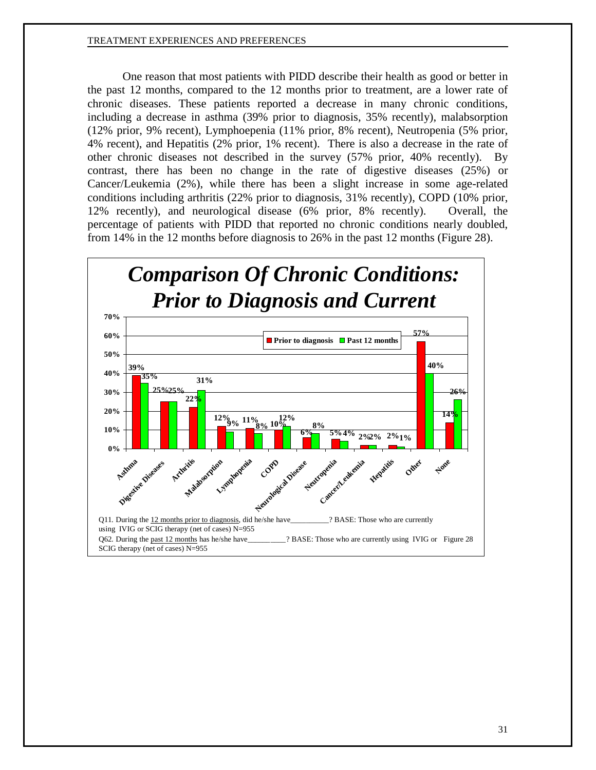One reason that most patients with PIDD describe their health as good or better in the past 12 months, compared to the 12 months prior to treatment, are a lower rate of chronic diseases. These patients reported a decrease in many chronic conditions, including a decrease in asthma (39% prior to diagnosis, 35% recently), malabsorption (12% prior, 9% recent), Lymphoepenia (11% prior, 8% recent), Neutropenia (5% prior, 4% recent), and Hepatitis (2% prior, 1% recent). There is also a decrease in the rate of other chronic diseases not described in the survey (57% prior, 40% recently). By contrast, there has been no change in the rate of digestive diseases (25%) or Cancer/Leukemia (2%), while there has been a slight increase in some age-related conditions including arthritis (22% prior to diagnosis, 31% recently), COPD (10% prior, 12% recently), and neurological disease (6% prior, 8% recently). Overall, the percentage of patients with PIDD that reported no chronic conditions nearly doubled, from 14% in the 12 months before diagnosis to 26% in the past 12 months (Figure 28).

## *Comparison Of Chronic Conditions: Prior to Diagnosis and Current*

| Condition | Prior to diagnosis | Past 12 months |
|---|---|---|
| Asthma | 39% | 35% |
| Digestive Diseases | 25% | 25% |
| Arthritis | 22% | 31% |
| Malabsorption | 12% | 9% |
| Lymphopenia | 11% | 8% |
| COPD | 10% | 12% |
| Neurological Disease | 6% | 8% |
| Neutropenia | 5% | 4% |
| Cancer/Leukemia | 2% | 2% |
| Hepatitis | 2% | 1% |
| Other | 57% | 40% |
| None | 14% | 26% |

Q11. During the 12 months prior to diagnosis, did he/she have__________? BASE: Those who are currently using IVIG or SCIG therapy (net of cases) N=955

Q62. During the past 12 months has he/she have__________? BASE: Those who are currently using IVIG or SCIG therapy (net of cases) N=955

Figure 28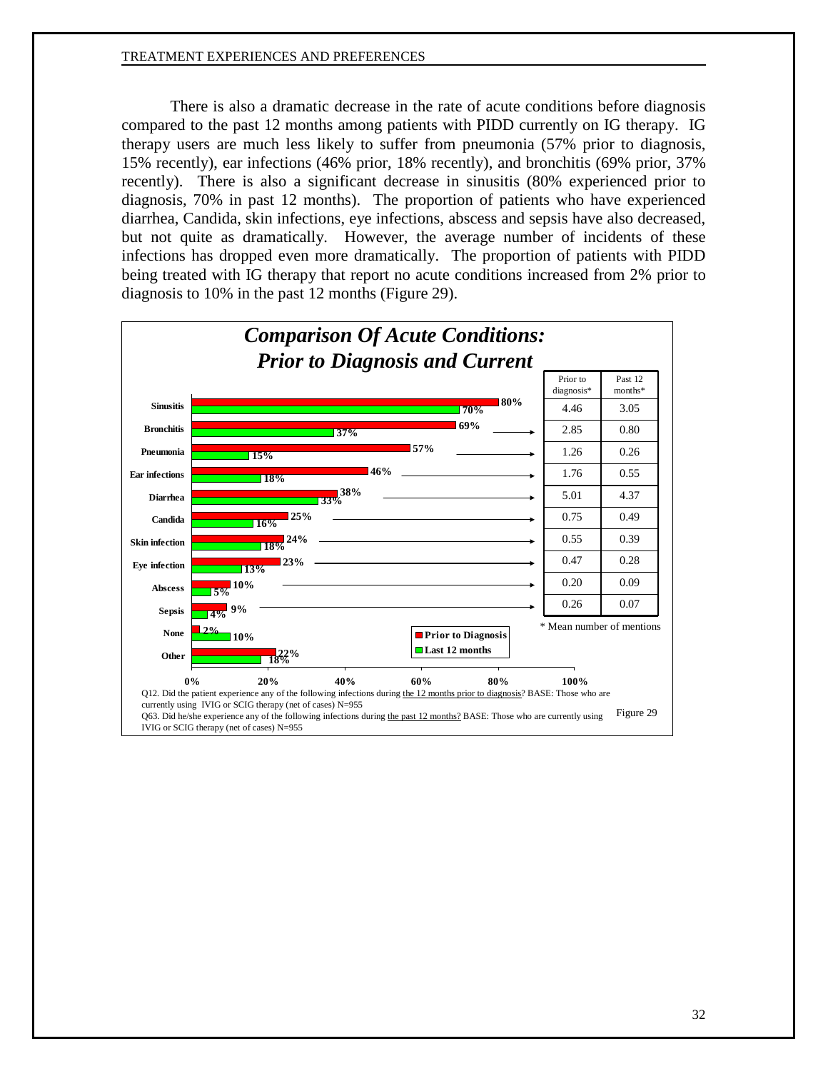There is also a dramatic decrease in the rate of acute conditions before diagnosis compared to the past 12 months among patients with PIDD currently on IG therapy. IG therapy users are much less likely to suffer from pneumonia (57% prior to diagnosis, 15% recently), ear infections (46% prior, 18% recently), and bronchitis (69% prior, 37% recently). There is also a significant decrease in sinusitis (80% experienced prior to diagnosis, 70% in past 12 months). The proportion of patients who have experienced diarrhea, Candida, skin infections, eye infections, abscess and sepsis have also decreased, but not quite as dramatically. However, the average number of incidents of these infections has dropped even more dramatically. The proportion of patients with PIDD being treated with IG therapy that report no acute conditions increased from 2% prior to diagnosis to 10% in the past 12 months (Figure 29).

## *Comparison Of Acute Conditions: Prior to Diagnosis and Current*

| Condition | Prior to Diagnosis | Last 12 months | Prior to diagnosis* | Past 12 months* |
|---|---|---|---|---|
| Sinusitis | 80% | 70% | 4.46 | 3.05 |
| Bronchitis | 69% | 37% | 2.85 | 0.80 |
| Pneumonia | 57% | 15% | 1.26 | 0.26 |
| Ear infections | 46% | 18% | 1.76 | 0.55 |
| Diarrhea | 38% | 33% | 5.01 | 4.37 |
| Candida | 25% | 16% | 0.75 | 0.49 |
| Skin infection | 24% | 18% | 0.55 | 0.39 |
| Eye infection | 23% | 13% | 0.47 | 0.28 |
| Abscess | 10% | 5% | 0.20 | 0.09 |
| Sepsis | 9% | 4% | 0.26 | 0.07 |
| None | 2% | 10% | | |
| Other | 22% | 18% | | |

\* Mean number of mentions

Q12. Did the patient experience any of the following infections during the 12 months prior to diagnosis? BASE: Those who are currently using IVIG or SCIG therapy (net of cases) N=955

Q63. Did he/she experience any of the following infections during the past 12 months? BASE: Those who are currently using IVIG or SCIG therapy (net of cases) N=955

Figure 29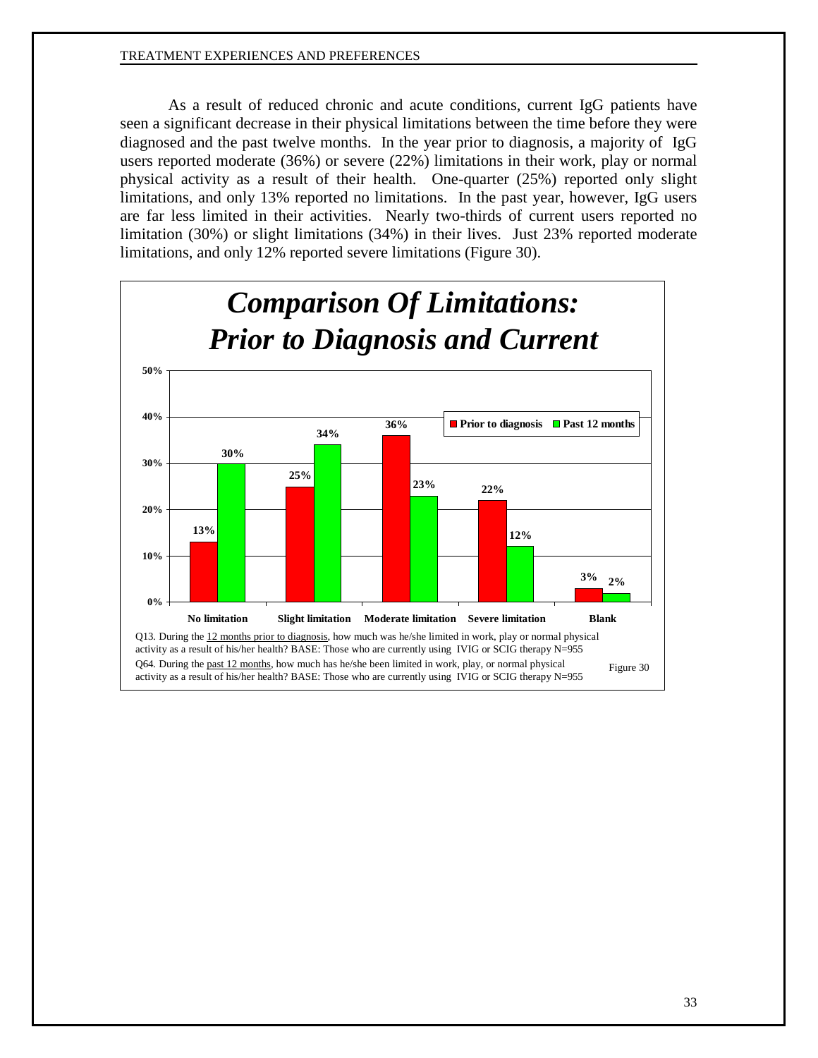As a result of reduced chronic and acute conditions, current IgG patients have seen a significant decrease in their physical limitations between the time before they were diagnosed and the past twelve months. In the year prior to diagnosis, a majority of IgG users reported moderate (36%) or severe (22%) limitations in their work, play or normal physical activity as a result of their health. One-quarter (25%) reported only slight limitations, and only 13% reported no limitations. In the past year, however, IgG users are far less limited in their activities. Nearly two-thirds of current users reported no limitation (30%) or slight limitations (34%) in their lives. Just 23% reported moderate limitations, and only 12% reported severe limitations (Figure 30).

## *Comparison Of Limitations: Prior to Diagnosis and Current*

| | Prior to diagnosis | Past 12 months |
|---|---|---|
| No limitation | 13% | 30% |
| Slight limitation | 25% | 34% |
| Moderate limitation | 36% | 23% |
| Severe limitation | 22% | 12% |
| Blank | 3% | 2% |

Q13. During the 12 months prior to diagnosis, how much was he/she limited in work, play or normal physical activity as a result of his/her health? BASE: Those who are currently using IVIG or SCIG therapy N=955

Q64. During the past 12 months, how much has he/she been limited in work, play, or normal physical activity as a result of his/her health? BASE: Those who are currently using IVIG or SCIG therapy N=955

Figure 30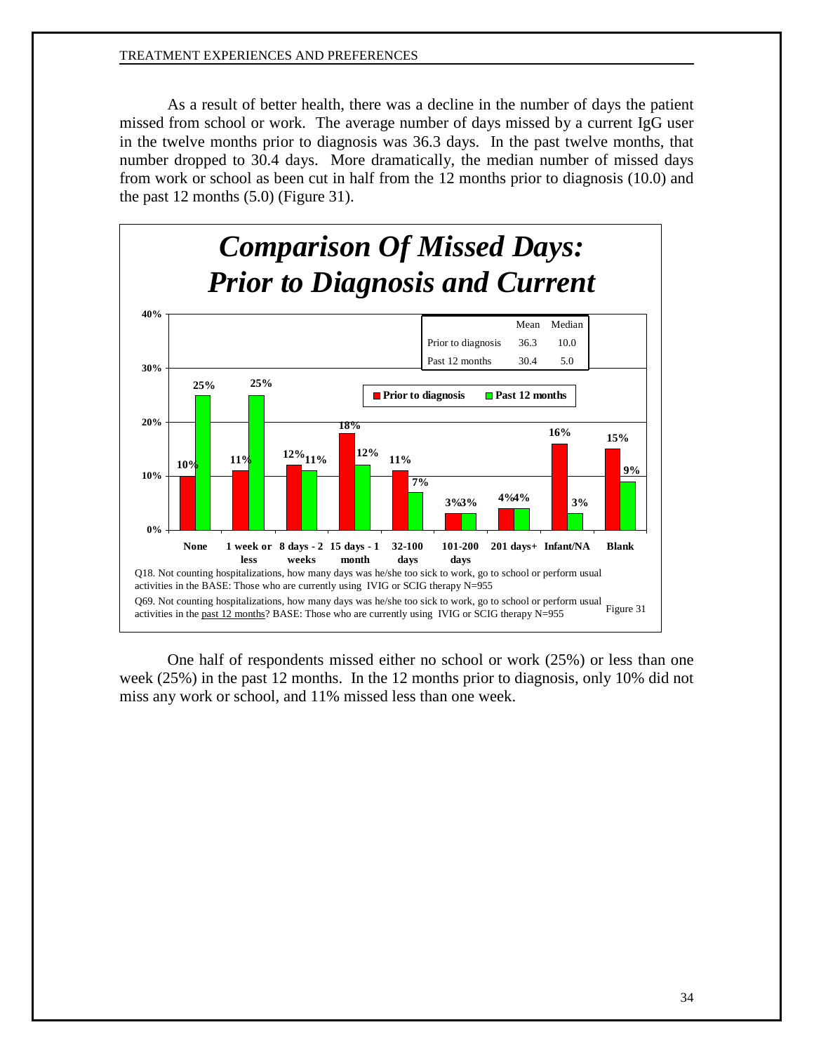As a result of better health, there was a decline in the number of days the patient missed from school or work. The average number of days missed by a current IgG user in the twelve months prior to diagnosis was 36.3 days. In the past twelve months, that number dropped to 30.4 days. More dramatically, the median number of missed days from work or school as been cut in half from the 12 months prior to diagnosis (10.0) and the past 12 months (5.0) (Figure 31).

## *Comparison Of Missed Days: Prior to Diagnosis and Current*

| | Mean | Median |
|---|---|---|
| Prior to diagnosis | 36.3 | 10.0 |
| Past 12 months | 30.4 | 5.0 |

| | Prior to diagnosis | Past 12 months |
|---|---|---|
| None | 10% | 25% |
| 1 week or less | 11% | 25% |
| 8 days - 2 weeks | 12% | 11% |
| 15 days - 1 month | 18% | 12% |
| 32-100 days | 11% | 7% |
| 101-200 days | 3% | 3% |
| 201 days+ | 4% | 4% |
| Infant/NA | 16% | 3% |
| Blank | 15% | 9% |

Q18. Not counting hospitalizations, how many days was he/she too sick to work, go to school or perform usual activities in the BASE: Those who are currently using IVIG or SCIG therapy N=955

Q69. Not counting hospitalizations, how many days was he/she too sick to work, go to school or perform usual activities in the past 12 months? BASE: Those who are currently using IVIG or SCIG therapy N=955

Figure 31

One half of respondents missed either no school or work (25%) or less than one week (25%) in the past 12 months. In the 12 months prior to diagnosis, only 10% did not miss any work or school, and 11% missed less than one week.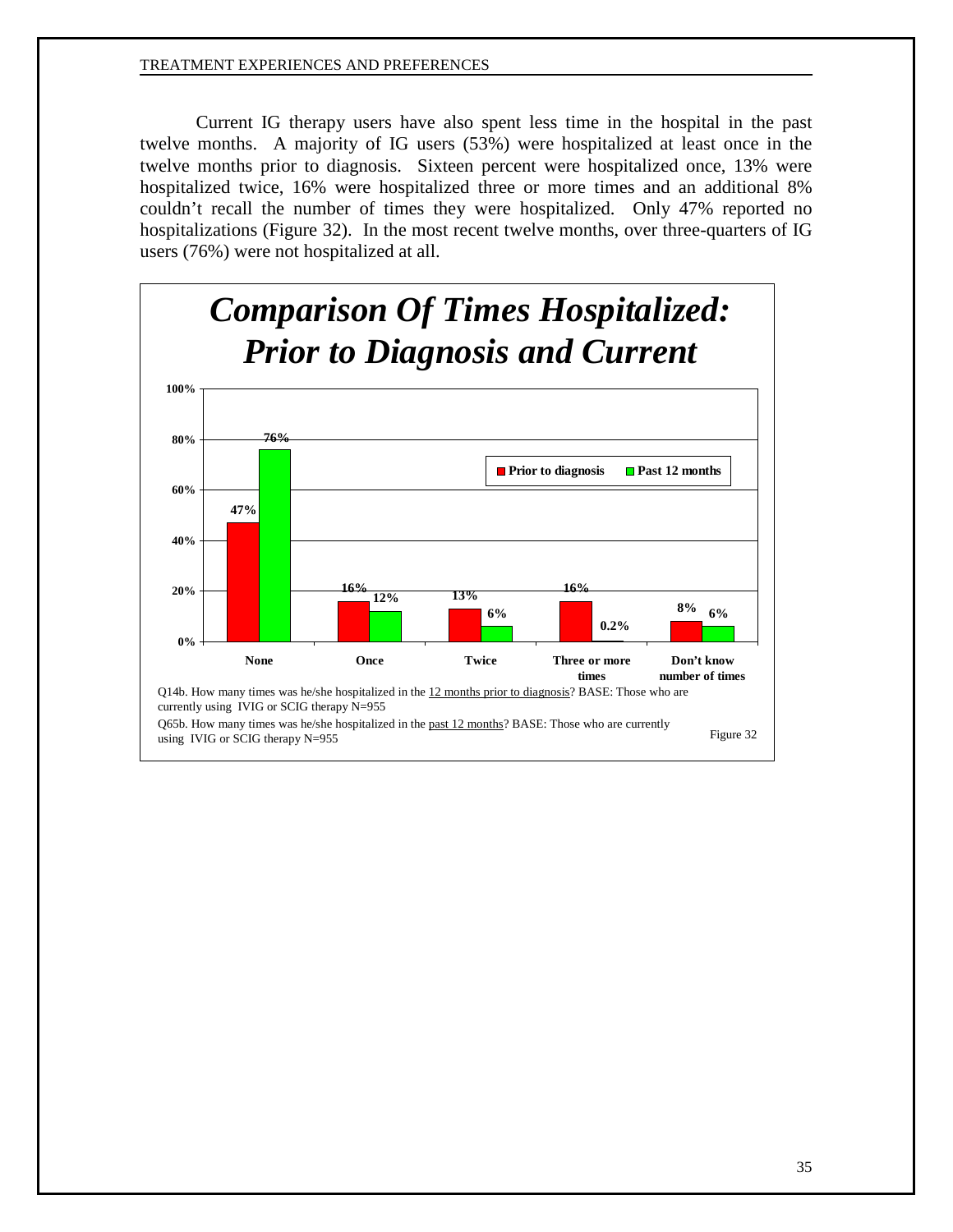Current IG therapy users have also spent less time in the hospital in the past twelve months. A majority of IG users (53%) were hospitalized at least once in the twelve months prior to diagnosis. Sixteen percent were hospitalized once, 13% were hospitalized twice, 16% were hospitalized three or more times and an additional 8% couldn't recall the number of times they were hospitalized. Only 47% reported no hospitalizations (Figure 32). In the most recent twelve months, over three-quarters of IG users (76%) were not hospitalized at all.

## *Comparison Of Times Hospitalized: Prior to Diagnosis and Current*

| | Prior to diagnosis | Past 12 months |
|---|---|---|
| None | 47% | 76% |
| Once | 16% | 12% |
| Twice | 13% | 6% |
| Three or more times | 16% | 0.2% |
| Don't know number of times | 8% | 6% |

Q14b. How many times was he/she hospitalized in the 12 months prior to diagnosis? BASE: Those who are currently using IVIG or SCIG therapy N=955

Q65b. How many times was he/she hospitalized in the past 12 months? BASE: Those who are currently using IVIG or SCIG therapy N=955

Figure 32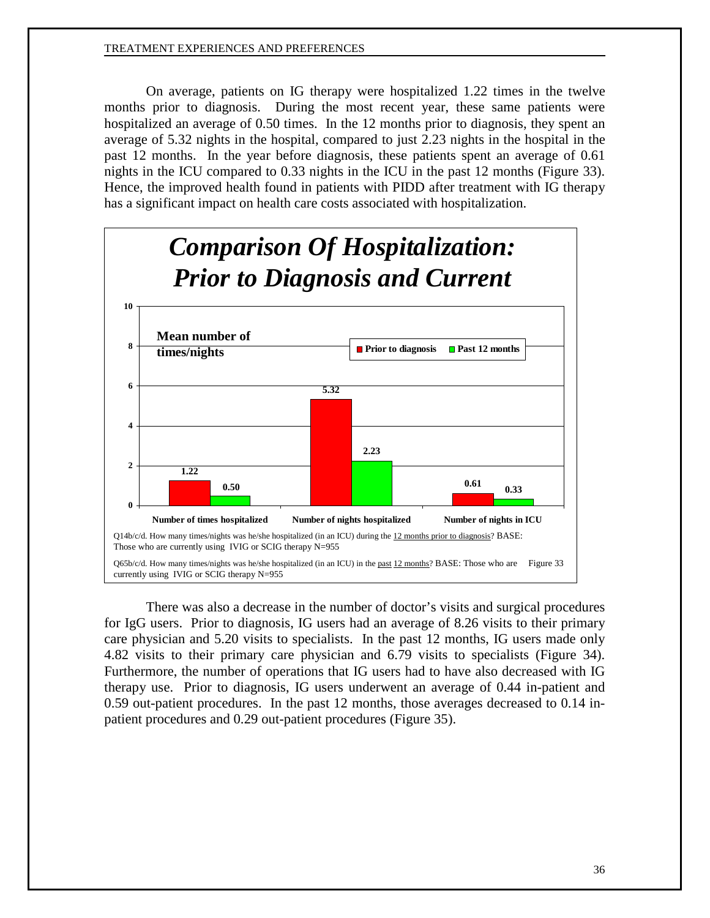On average, patients on IG therapy were hospitalized 1.22 times in the twelve months prior to diagnosis. During the most recent year, these same patients were hospitalized an average of 0.50 times. In the 12 months prior to diagnosis, they spent an average of 5.32 nights in the hospital, compared to just 2.23 nights in the hospital in the past 12 months. In the year before diagnosis, these patients spent an average of 0.61 nights in the ICU compared to 0.33 nights in the ICU in the past 12 months (Figure 33). Hence, the improved health found in patients with PIDD after treatment with IG therapy has a significant impact on health care costs associated with hospitalization.

***Comparison Of Hospitalization: Prior to Diagnosis and Current***

Mean number of times/nights

| | Prior to diagnosis | Past 12 months |
|---|---|---|
| Number of times hospitalized | 1.22 | 0.50 |
| Number of nights hospitalized | 5.32 | 2.23 |
| Number of nights in ICU | 0.61 | 0.33 |

Q14b/c/d. How many times/nights was he/she hospitalized (in an ICU) during the 12 months prior to diagnosis? BASE: Those who are currently using IVIG or SCIG therapy N=955

Q65b/c/d. How many times/nights was he/she hospitalized (in an ICU) in the past 12 months? BASE: Those who are currently using IVIG or SCIG therapy N=955

Figure 33

There was also a decrease in the number of doctor's visits and surgical procedures for IgG users. Prior to diagnosis, IG users had an average of 8.26 visits to their primary care physician and 5.20 visits to specialists. In the past 12 months, IG users made only 4.82 visits to their primary care physician and 6.79 visits to specialists (Figure 34). Furthermore, the number of operations that IG users had to have also decreased with IG therapy use. Prior to diagnosis, IG users underwent an average of 0.44 in-patient and 0.59 out-patient procedures. In the past 12 months, those averages decreased to 0.14 in-patient procedures and 0.29 out-patient procedures (Figure 35).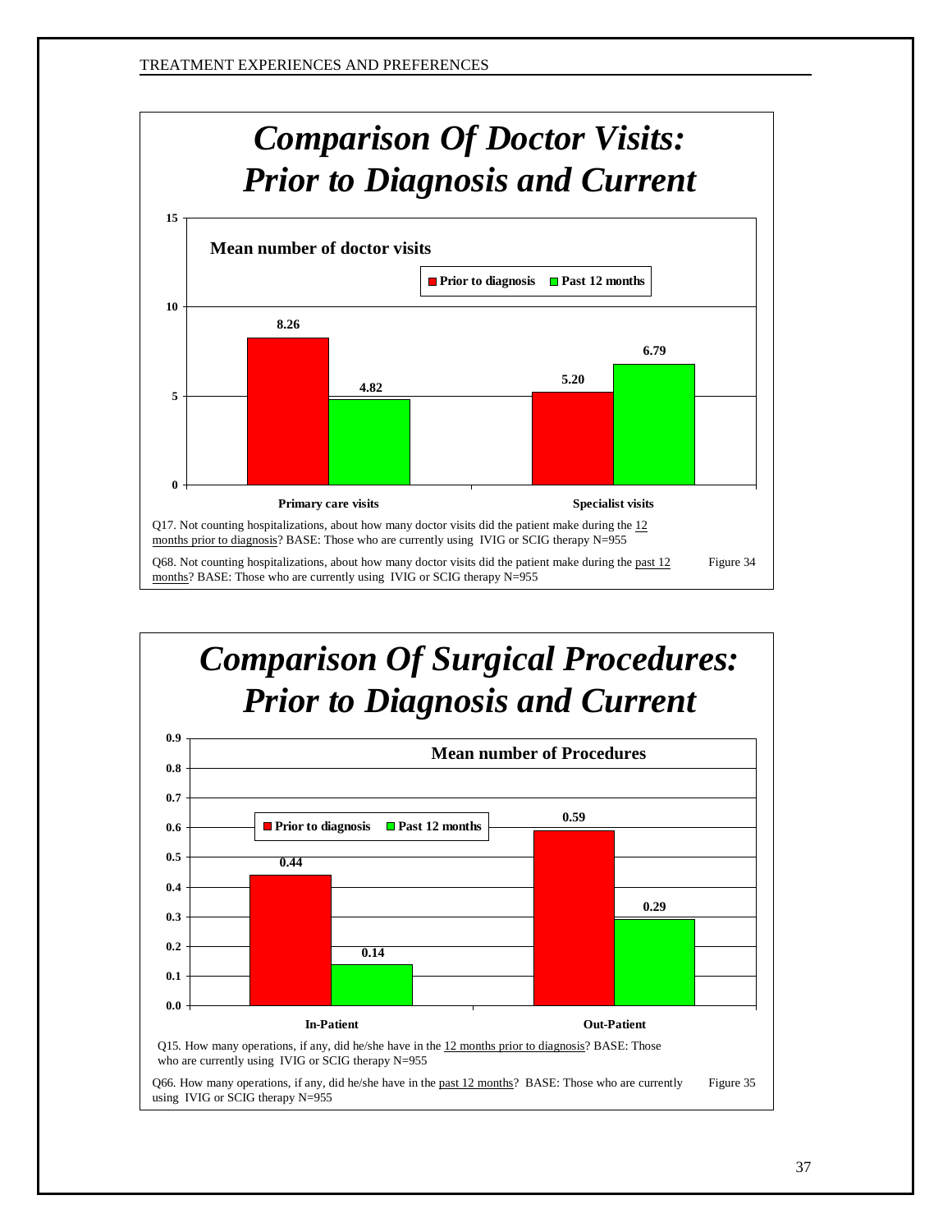# Comparison Of Doctor Visits: Prior to Diagnosis and Current

**Mean number of doctor visits**

| | Prior to diagnosis | Past 12 months |
|---|---|---|
| Primary care visits | 8.26 | 4.82 |
| Specialist visits | 5.20 | 6.79 |

Q17. Not counting hospitalizations, about how many doctor visits did the patient make during the 12 months prior to diagnosis? BASE: Those who are currently using IVIG or SCIG therapy N=955

Q68. Not counting hospitalizations, about how many doctor visits did the patient make during the past 12 months? BASE: Those who are currently using IVIG or SCIG therapy N=955

Figure 34

# Comparison Of Surgical Procedures: Prior to Diagnosis and Current

**Mean number of Procedures**

| | Prior to diagnosis | Past 12 months |
|---|---|---|
| In-Patient | 0.44 | 0.14 |
| Out-Patient | 0.59 | 0.29 |

Q15. How many operations, if any, did he/she have in the 12 months prior to diagnosis? BASE: Those who are currently using IVIG or SCIG therapy N=955

Q66. How many operations, if any, did he/she have in the past 12 months? BASE: Those who are currently using IVIG or SCIG therapy N=955

Figure 35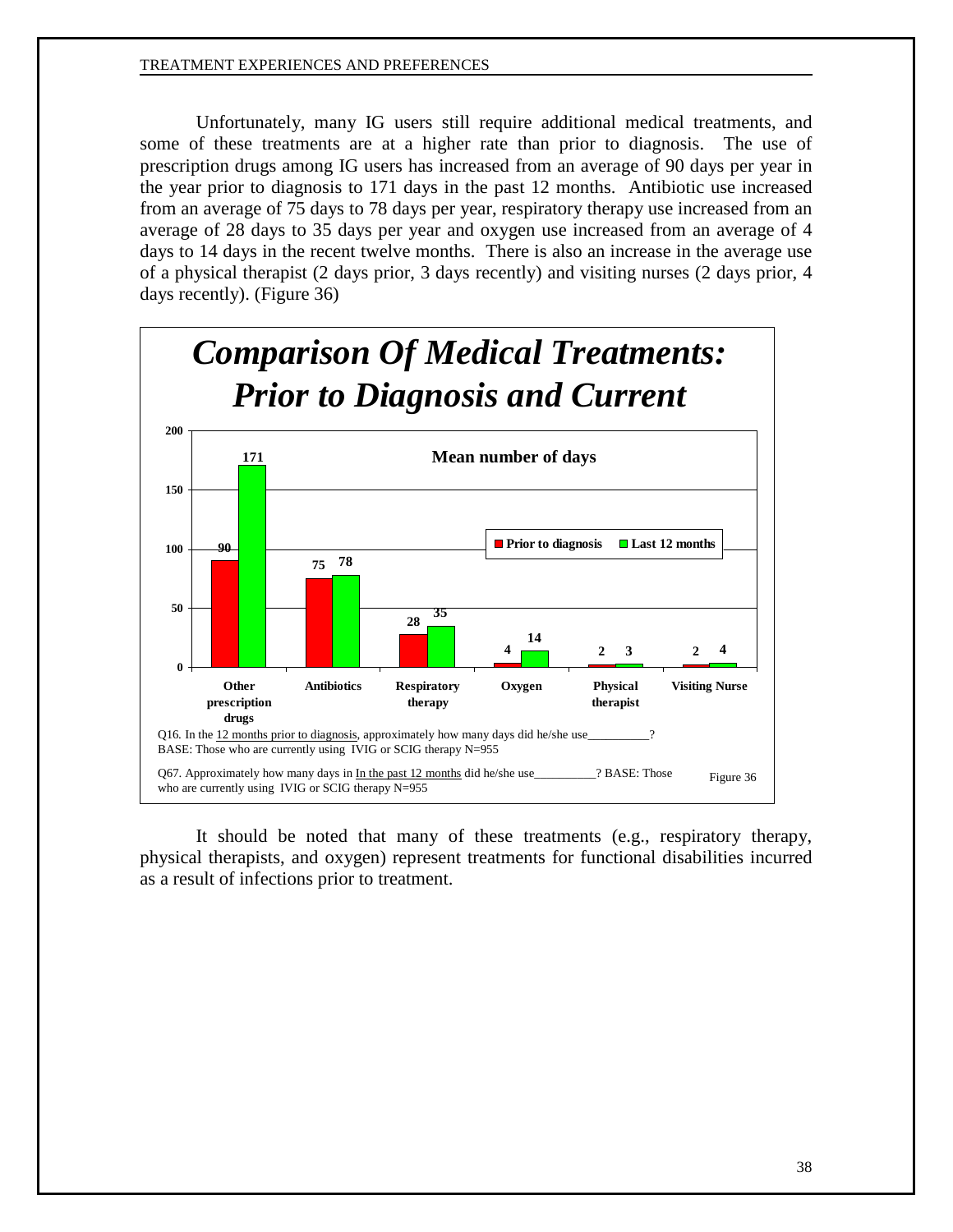Unfortunately, many IG users still require additional medical treatments, and some of these treatments are at a higher rate than prior to diagnosis. The use of prescription drugs among IG users has increased from an average of 90 days per year in the year prior to diagnosis to 171 days in the past 12 months. Antibiotic use increased from an average of 75 days to 78 days per year, respiratory therapy use increased from an average of 28 days to 35 days per year and oxygen use increased from an average of 4 days to 14 days in the recent twelve months. There is also an increase in the average use of a physical therapist (2 days prior, 3 days recently) and visiting nurses (2 days prior, 4 days recently). (Figure 36)

## *Comparison Of Medical Treatments: Prior to Diagnosis and Current*

**Mean number of days**

| | Prior to diagnosis | Last 12 months |
|---|---|---|
| Other prescription drugs | 90 | 171 |
| Antibiotics | 75 | 78 |
| Respiratory therapy | 28 | 35 |
| Oxygen | 4 | 14 |
| Physical therapist | 2 | 3 |
| Visiting Nurse | 2 | 4 |

Q16. In the 12 months prior to diagnosis, approximately how many days did he/she use__________?
BASE: Those who are currently using IVIG or SCIG therapy N=955

Q67. Approximately how many days in In the past 12 months did he/she use__________? BASE: Those who are currently using IVIG or SCIG therapy N=955

Figure 36

It should be noted that many of these treatments (e.g., respiratory therapy, physical therapists, and oxygen) represent treatments for functional disabilities incurred as a result of infections prior to treatment.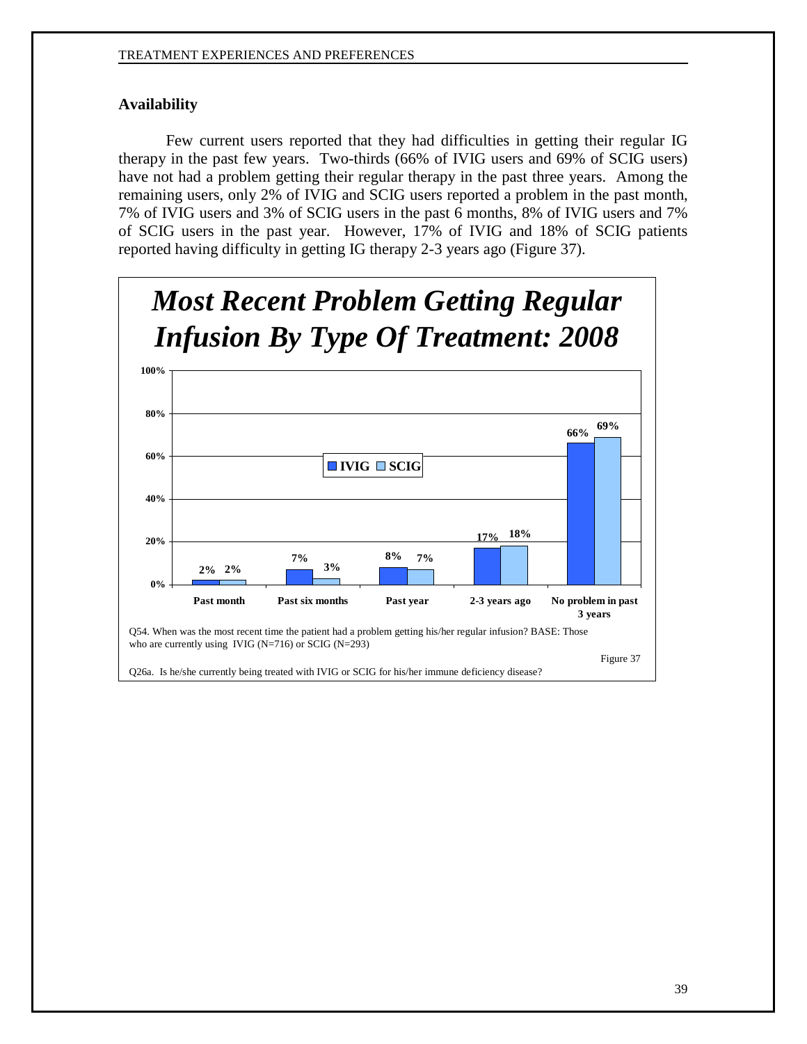## Availability

Few current users reported that they had difficulties in getting their regular IG therapy in the past few years. Two-thirds (66% of IVIG users and 69% of SCIG users) have not had a problem getting their regular therapy in the past three years. Among the remaining users, only 2% of IVIG and SCIG users reported a problem in the past month, 7% of IVIG users and 3% of SCIG users in the past 6 months, 8% of IVIG users and 7% of SCIG users in the past year. However, 17% of IVIG and 18% of SCIG patients reported having difficulty in getting IG therapy 2-3 years ago (Figure 37).

***Most Recent Problem Getting Regular Infusion By Type Of Treatment: 2008***

| | IVIG | SCIG |
|---|---|---|
| Past month | 2% | 2% |
| Past six months | 7% | 3% |
| Past year | 8% | 7% |
| 2-3 years ago | 17% | 18% |
| No problem in past 3 years | 66% | 69% |

Q54. When was the most recent time the patient had a problem getting his/her regular infusion? BASE: Those who are currently using IVIG (N=716) or SCIG (N=293)

Figure 37

Q26a. Is he/she currently being treated with IVIG or SCIG for his/her immune deficiency disease?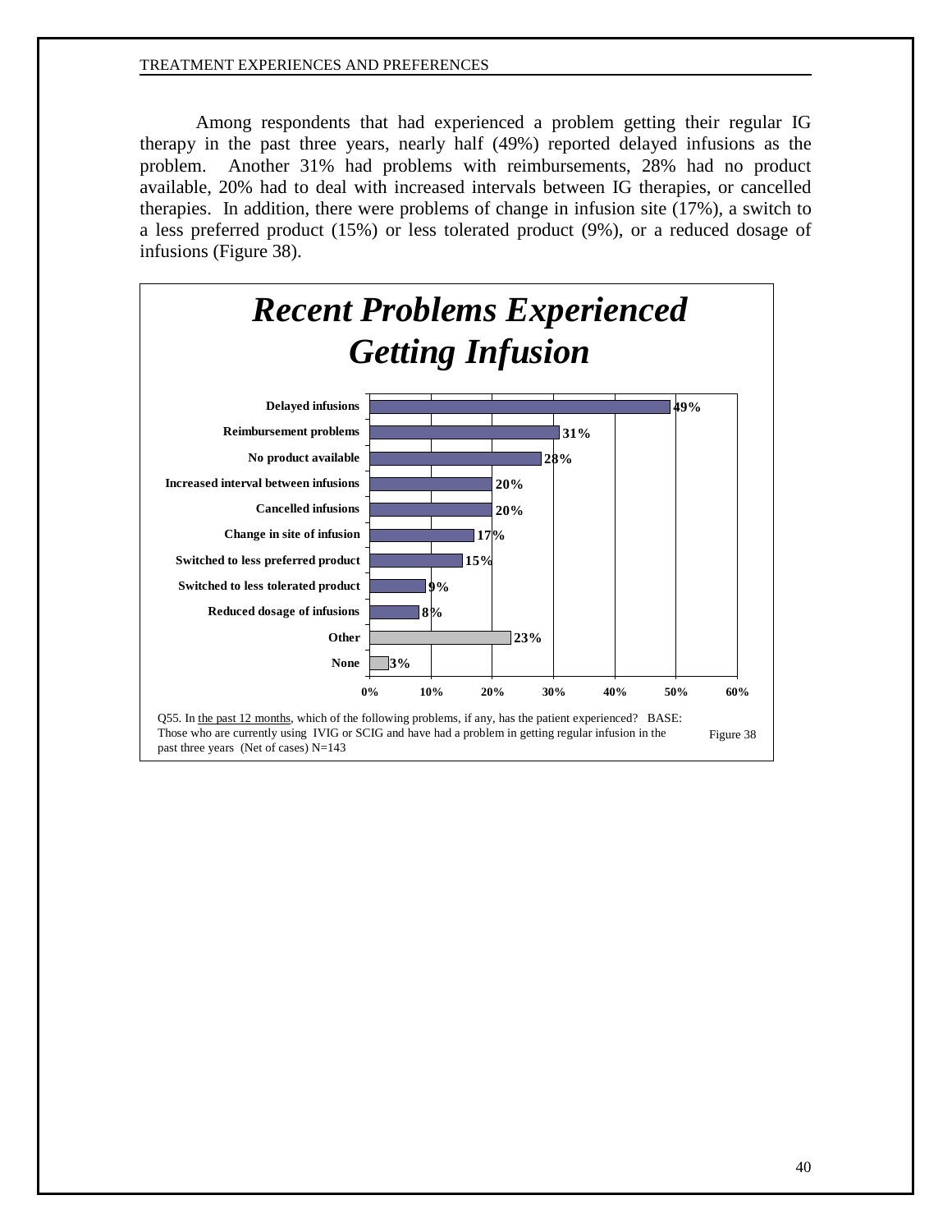Among respondents that had experienced a problem getting their regular IG therapy in the past three years, nearly half (49%) reported delayed infusions as the problem. Another 31% had problems with reimbursements, 28% had no product available, 20% had to deal with increased intervals between IG therapies, or cancelled therapies. In addition, there were problems of change in infusion site (17%), a switch to a less preferred product (15%) or less tolerated product (9%), or a reduced dosage of infusions (Figure 38).

## *Recent Problems Experienced Getting Infusion*

| Problem | Percent |
|---|---|
| Delayed infusions | 49% |
| Reimbursement problems | 31% |
| No product available | 28% |
| Increased interval between infusions | 20% |
| Cancelled infusions | 20% |
| Change in site of infusion | 17% |
| Switched to less preferred product | 15% |
| Switched to less tolerated product | 9% |
| Reduced dosage of infusions | 8% |
| Other | 23% |
| None | 3% |

Q55. In the past 12 months, which of the following problems, if any, has the patient experienced? BASE: Those who are currently using IVIG or SCIG and have had a problem in getting regular infusion in the past three years (Net of cases) N=143

Figure 38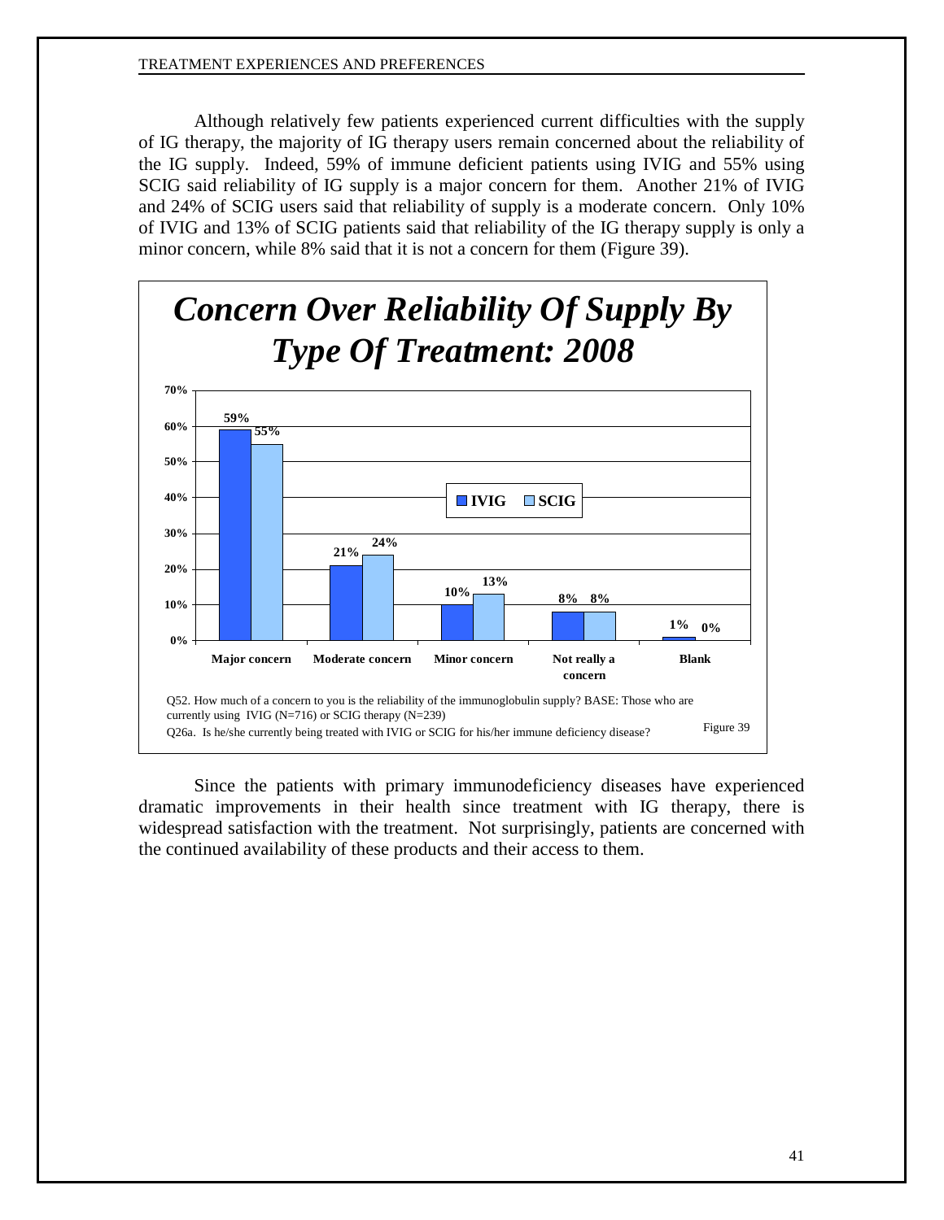Although relatively few patients experienced current difficulties with the supply of IG therapy, the majority of IG therapy users remain concerned about the reliability of the IG supply. Indeed, 59% of immune deficient patients using IVIG and 55% using SCIG said reliability of IG supply is a major concern for them. Another 21% of IVIG and 24% of SCIG users said that reliability of supply is a moderate concern. Only 10% of IVIG and 13% of SCIG patients said that reliability of the IG therapy supply is only a minor concern, while 8% said that it is not a concern for them (Figure 39).

***Concern Over Reliability Of Supply By Type Of Treatment: 2008***

| | IVIG | SCIG |
|---|---|---|
| Major concern | 59% | 55% |
| Moderate concern | 21% | 24% |
| Minor concern | 10% | 13% |
| Not really a concern | 8% | 8% |
| Blank | 1% | 0% |

Q52. How much of a concern to you is the reliability of the immunoglobulin supply? BASE: Those who are currently using IVIG (N=716) or SCIG therapy (N=239)

Q26a. Is he/she currently being treated with IVIG or SCIG for his/her immune deficiency disease?

Figure 39

Since the patients with primary immunodeficiency diseases have experienced dramatic improvements in their health since treatment with IG therapy, there is widespread satisfaction with the treatment. Not surprisingly, patients are concerned with the continued availability of these products and their access to them.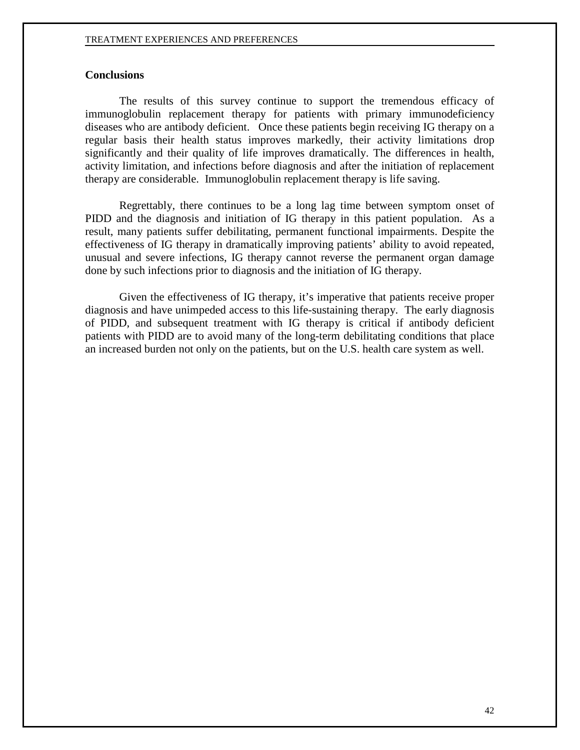## Conclusions

The results of this survey continue to support the tremendous efficacy of immunoglobulin replacement therapy for patients with primary immunodeficiency diseases who are antibody deficient. Once these patients begin receiving IG therapy on a regular basis their health status improves markedly, their activity limitations drop significantly and their quality of life improves dramatically. The differences in health, activity limitation, and infections before diagnosis and after the initiation of replacement therapy are considerable. Immunoglobulin replacement therapy is life saving.

Regrettably, there continues to be a long lag time between symptom onset of PIDD and the diagnosis and initiation of IG therapy in this patient population. As a result, many patients suffer debilitating, permanent functional impairments. Despite the effectiveness of IG therapy in dramatically improving patients' ability to avoid repeated, unusual and severe infections, IG therapy cannot reverse the permanent organ damage done by such infections prior to diagnosis and the initiation of IG therapy.

Given the effectiveness of IG therapy, it's imperative that patients receive proper diagnosis and have unimpeded access to this life-sustaining therapy. The early diagnosis of PIDD, and subsequent treatment with IG therapy is critical if antibody deficient patients with PIDD are to avoid many of the long-term debilitating conditions that place an increased burden not only on the patients, but on the U.S. health care system as well.